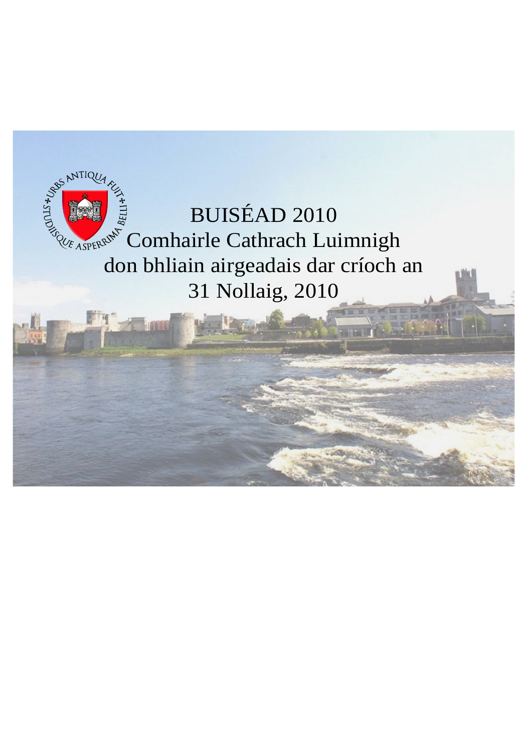# BUISÉAD 2010
## Comhairle Cathrach Luimnigh
## don bhliain airgeadais dar críoch an 31 Nollaig, 2010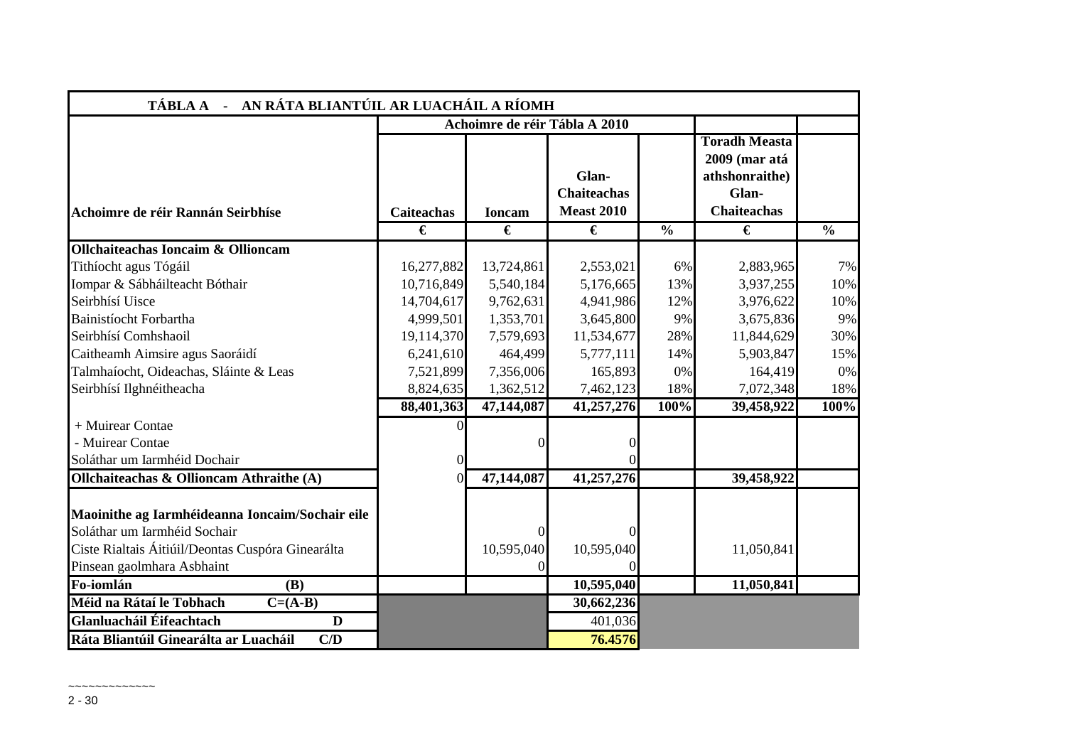| TÁBLA A - AN RÁTA BLIANTÚIL AR LUACHÁIL A RÍOMH | | | | | | |
|---|---|---|---|---|---|---|
| | Achoimre de réir Tábla A 2010 | | | | | |
| **Achoimre de réir Rannán Seirbhíse** | **Caiteachas** | **Ioncam** | **Glan-Chaiteachas Meast 2010** | | **Toradh Measta 2009 (mar atá athshonraithe) Glan-Chaiteachas** | |
| | **€** | **€** | **€** | **%** | **€** | **%** |
| **Ollchaiteachas Ioncaim & Ollioncam** | | | | | | |
| Tithíocht agus Tógáil | 16,277,882 | 13,724,861 | 2,553,021 | 6% | 2,883,965 | 7% |
| Iompar & Sábháilteacht Bóthair | 10,716,849 | 5,540,184 | 5,176,665 | 13% | 3,937,255 | 10% |
| Seirbhísí Uisce | 14,704,617 | 9,762,631 | 4,941,986 | 12% | 3,976,622 | 10% |
| Bainistíocht Forbartha | 4,999,501 | 1,353,701 | 3,645,800 | 9% | 3,675,836 | 9% |
| Seirbhísí Comhshaoil | 19,114,370 | 7,579,693 | 11,534,677 | 28% | 11,844,629 | 30% |
| Caitheamh Aimsire agus Saoráidí | 6,241,610 | 464,499 | 5,777,111 | 14% | 5,903,847 | 15% |
| Talmhaíocht, Oideachas, Sláinte & Leas | 7,521,899 | 7,356,006 | 165,893 | 0% | 164,419 | 0% |
| Seirbhísí Ilghnéitheacha | 8,824,635 | 1,362,512 | 7,462,123 | 18% | 7,072,348 | 18% |
| | **88,401,363** | **47,144,087** | **41,257,276** | **100%** | **39,458,922** | **100%** |
| + Muirear Contae | 0 | | | | | |
| - Muirear Contae | | 0 | 0 | | | |
| Soláthar um Iarmhéid Dochair | 0 | | 0 | | | |
| **Ollchaiteachas & Ollioncam Athraithe (A)** | 0 | **47,144,087** | **41,257,276** | | **39,458,922** | |
| **Maoinithe ag Iarmhéideanna Ioncaim/Sochair eile** | | | | | | |
| Soláthar um Iarmhéid Sochair | | 0 | 0 | | | |
| Ciste Rialtais Áitiúil/Deontas Cuspóra Ginearálta | | 10,595,040 | 10,595,040 | | 11,050,841 | |
| Pinsean gaolmhara Asbhaint | | 0 | 0 | | | |
| **Fo-iomlán (B)** | | | **10,595,040** | | **11,050,841** | |
| **Méid na Rátaí le Tobhach C=(A-B)** | | | **30,662,236** | | | |
| **Glanluacháil Éifeachtach D** | | | 401,036 | | | |
| **Ráta Bliantúil Ginearálta ar Luacháil C/D** | | | **76.4576** | | | |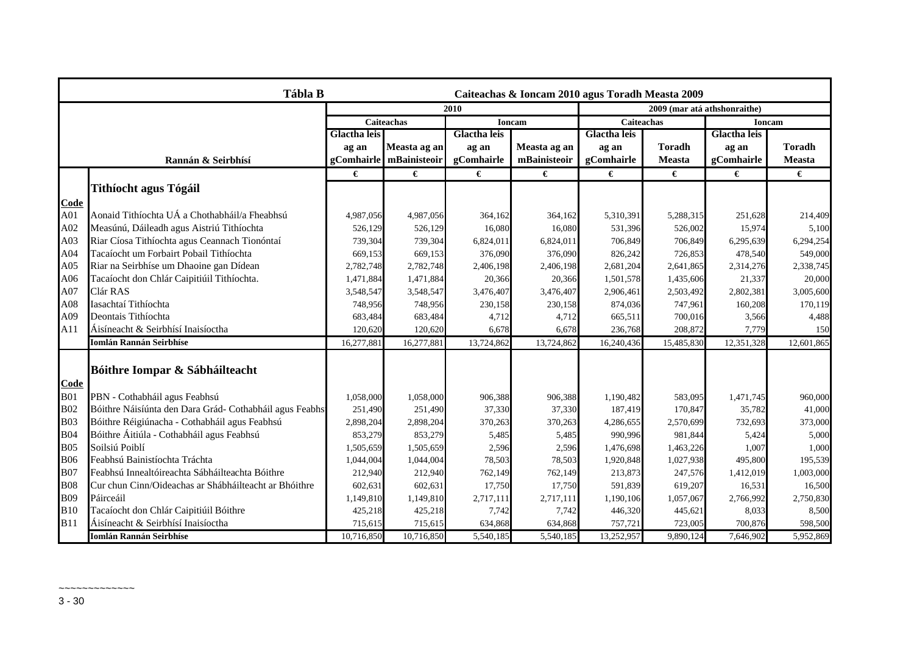| | Tábla B | Caiteachas & Ioncam 2010 agus Toradh Measta 2009 | | | | | | | |
|---|---|---|---|---|---|---|---|---|---|
| | | 2010 | | | | 2009 (mar atá athshonraithe) | | | |
| | | Caiteachas | | Ioncam | | Caiteachas | | Ioncam | |
| | Rannán & Seirbhísí | Glactha leis ag an gComhairle | Measta ag an mBainisteoir | Glactha leis ag an gComhairle | Measta ag an mBainisteoir | Glactha leis ag an gComhairle | Toradh Measta | Glactha leis ag an gComhairle | Toradh Measta |
| | | € | € | € | € | € | € | € | € |
| Code | **Tithíocht agus Tógáil** | | | | | | | | |
| A01 | Aonaid Tithíochta UÁ a Chothabháil/a Fheabhsú | 4,987,056 | 4,987,056 | 364,162 | 364,162 | 5,310,391 | 5,288,315 | 251,628 | 214,409 |
| A02 | Measúnú, Dáileadh agus Aistriú Tithíochta | 526,129 | 526,129 | 16,080 | 16,080 | 531,396 | 526,002 | 15,974 | 5,100 |
| A03 | Riar Cíosa Tithíochta agus Ceannach Tionóntaí | 739,304 | 739,304 | 6,824,011 | 6,824,011 | 706,849 | 706,849 | 6,295,639 | 6,294,254 |
| A04 | Tacaíocht um Forbairt Pobail Tithíochta | 669,153 | 669,153 | 376,090 | 376,090 | 826,242 | 726,853 | 478,540 | 549,000 |
| A05 | Riar na Seirbhíse um Dhaoine gan Dídean | 2,782,748 | 2,782,748 | 2,406,198 | 2,406,198 | 2,681,204 | 2,641,865 | 2,314,276 | 2,338,745 |
| A06 | Tacaíocht don Chlár Caipitiúil Tithíochta. | 1,471,884 | 1,471,884 | 20,366 | 20,366 | 1,501,578 | 1,435,606 | 21,337 | 20,000 |
| A07 | Clár RAS | 3,548,547 | 3,548,547 | 3,476,407 | 3,476,407 | 2,906,461 | 2,503,492 | 2,802,381 | 3,005,600 |
| A08 | Iasachtaí Tithíochta | 748,956 | 748,956 | 230,158 | 230,158 | 874,036 | 747,961 | 160,208 | 170,119 |
| A09 | Deontais Tithíochta | 683,484 | 683,484 | 4,712 | 4,712 | 665,511 | 700,016 | 3,566 | 4,488 |
| A11 | Áisíneacht & Seirbhísí Inaisíoctha | 120,620 | 120,620 | 6,678 | 6,678 | 236,768 | 208,872 | 7,779 | 150 |
| | **Iomlán Rannán Seirbhíse** | 16,277,881 | 16,277,881 | 13,724,862 | 13,724,862 | 16,240,436 | 15,485,830 | 12,351,328 | 12,601,865 |
| Code | **Bóithre Iompar & Sábháilteacht** | | | | | | | | |
| B01 | PBN - Cothabháil agus Feabhsú | 1,058,000 | 1,058,000 | 906,388 | 906,388 | 1,190,482 | 583,095 | 1,471,745 | 960,000 |
| B02 | Bóithre Náisiúnta den Dara Grád- Cothabháil agus Feabhs | 251,490 | 251,490 | 37,330 | 37,330 | 187,419 | 170,847 | 35,782 | 41,000 |
| B03 | Bóithre Réigiúnacha - Cothabháil agus Feabhsú | 2,898,204 | 2,898,204 | 370,263 | 370,263 | 4,286,655 | 2,570,699 | 732,693 | 373,000 |
| B04 | Bóithre Áitiúla - Cothabháil agus Feabhsú | 853,279 | 853,279 | 5,485 | 5,485 | 990,996 | 981,844 | 5,424 | 5,000 |
| B05 | Soilsiú Poiblí | 1,505,659 | 1,505,659 | 2,596 | 2,596 | 1,476,698 | 1,463,226 | 1,007 | 1,000 |
| B06 | Feabhsú Bainistíochta Tráchta | 1,044,004 | 1,044,004 | 78,503 | 78,503 | 1,920,848 | 1,027,938 | 495,800 | 195,539 |
| B07 | Feabhsú Innealtóireachta Sábháilteachta Bóithre | 212,940 | 212,940 | 762,149 | 762,149 | 213,873 | 247,576 | 1,412,019 | 1,003,000 |
| B08 | Cur chun Cinn/Oideachas ar Shábháilteacht ar Bhóithre | 602,631 | 602,631 | 17,750 | 17,750 | 591,839 | 619,207 | 16,531 | 16,500 |
| B09 | Páirceáil | 1,149,810 | 1,149,810 | 2,717,111 | 2,717,111 | 1,190,106 | 1,057,067 | 2,766,992 | 2,750,830 |
| B10 | Tacaíocht don Chlár Caipitiúil Bóithre | 425,218 | 425,218 | 7,742 | 7,742 | 446,320 | 445,621 | 8,033 | 8,500 |
| B11 | Áisíneacht & Seirbhísí Inaisíoctha | 715,615 | 715,615 | 634,868 | 634,868 | 757,721 | 723,005 | 700,876 | 598,500 |
| | **Iomlán Rannán Seirbhíse** | 10,716,850 | 10,716,850 | 5,540,185 | 5,540,185 | 13,252,957 | 9,890,124 | 7,646,902 | 5,952,869 |

~~~~~~~~~~~~~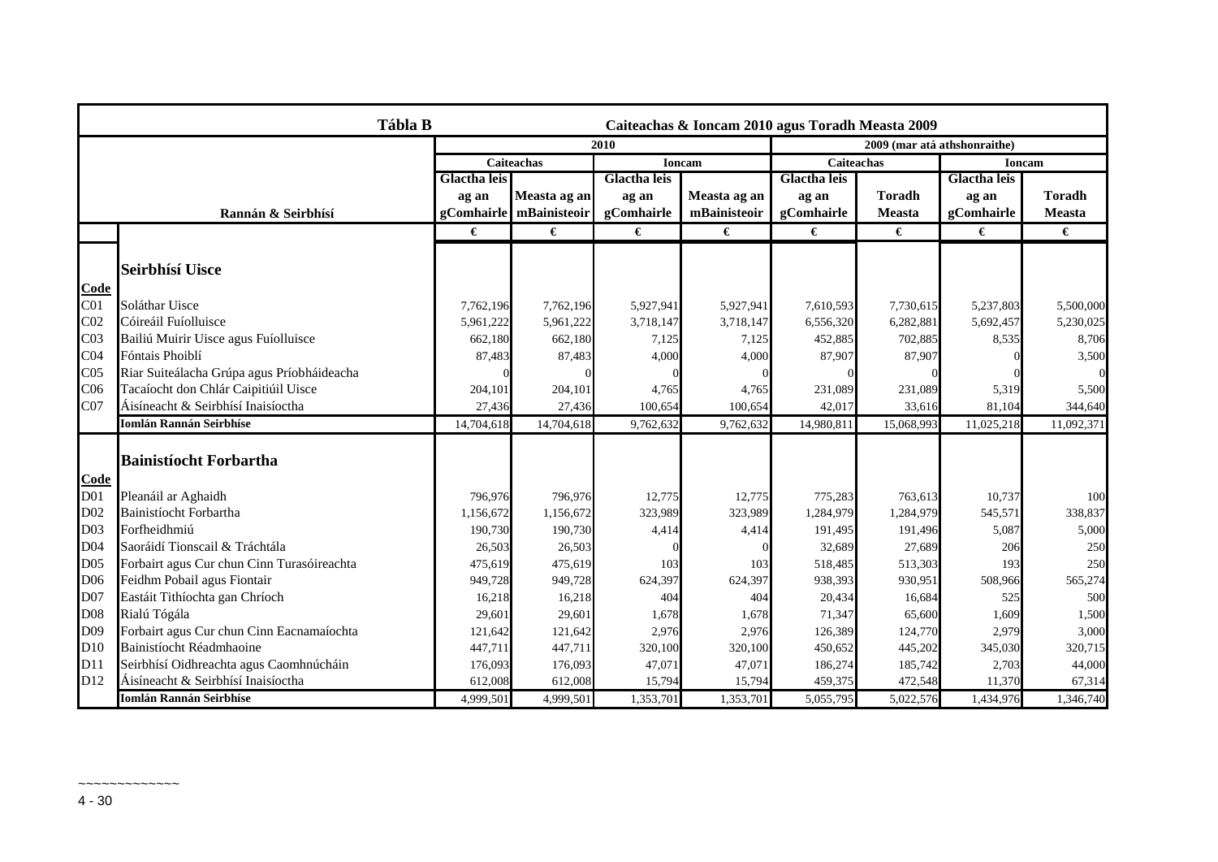| | Tábla B | Caiteachas & Ioncam 2010 agus Toradh Measta 2009 | | | | | | | |
|---|---|---|---|---|---|---|---|---|---|
| | | 2010 | | | | 2009 (mar atá athshonraithe) | | | |
| | | Caiteachas | | Ioncam | | Caiteachas | | Ioncam | |
| | Rannán & Seirbhísí | Glactha leis ag an gComhairle | Measta ag an mBainisteoir | Glactha leis ag an gComhairle | Measta ag an mBainisteoir | Glactha leis ag an gComhairle | Toradh Measta | Glactha leis ag an gComhairle | Toradh Measta |
| | | € | € | € | € | € | € | € | € |
| | **Seirbhísí Uisce** | | | | | | | | |
| **Code** | | | | | | | | | |
| C01 | Soláthar Uisce | 7,762,196 | 7,762,196 | 5,927,941 | 5,927,941 | 7,610,593 | 7,730,615 | 5,237,803 | 5,500,000 |
| C02 | Cóireáil Fuíolluisce | 5,961,222 | 5,961,222 | 3,718,147 | 3,718,147 | 6,556,320 | 6,282,881 | 5,692,457 | 5,230,025 |
| C03 | Bailiú Muirir Uisce agus Fuíolluisce | 662,180 | 662,180 | 7,125 | 7,125 | 452,885 | 702,885 | 8,535 | 8,706 |
| C04 | Fóntais Phoiblí | 87,483 | 87,483 | 4,000 | 4,000 | 87,907 | 87,907 | 0 | 3,500 |
| C05 | Riar Suiteálacha Grúpa agus Príobháideacha | 0 | 0 | 0 | 0 | 0 | 0 | 0 | 0 |
| C06 | Tacaíocht don Chlár Caipitiúil Uisce | 204,101 | 204,101 | 4,765 | 4,765 | 231,089 | 231,089 | 5,319 | 5,500 |
| C07 | Áisíneacht & Seirbhísí Inaisíoctha | 27,436 | 27,436 | 100,654 | 100,654 | 42,017 | 33,616 | 81,104 | 344,640 |
| | **Iomlán Rannán Seirbhíse** | 14,704,618 | 14,704,618 | 9,762,632 | 9,762,632 | 14,980,811 | 15,068,993 | 11,025,218 | 11,092,371 |
| | **Bainistíocht Forbartha** | | | | | | | | |
| **Code** | | | | | | | | | |
| D01 | Pleanáil ar Aghaidh | 796,976 | 796,976 | 12,775 | 12,775 | 775,283 | 763,613 | 10,737 | 100 |
| D02 | Bainistíocht Forbartha | 1,156,672 | 1,156,672 | 323,989 | 323,989 | 1,284,979 | 1,284,979 | 545,571 | 338,837 |
| D03 | Forfheidhmiú | 190,730 | 190,730 | 4,414 | 4,414 | 191,495 | 191,496 | 5,087 | 5,000 |
| D04 | Saoráidí Tionscail & Tráchtála | 26,503 | 26,503 | 0 | 0 | 32,689 | 27,689 | 206 | 250 |
| D05 | Forbairt agus Cur chun Cinn Turasóireachta | 475,619 | 475,619 | 103 | 103 | 518,485 | 513,303 | 193 | 250 |
| D06 | Feidhm Pobail agus Fiontair | 949,728 | 949,728 | 624,397 | 624,397 | 938,393 | 930,951 | 508,966 | 565,274 |
| D07 | Eastáit Tithíochta gan Chríoch | 16,218 | 16,218 | 404 | 404 | 20,434 | 16,684 | 525 | 500 |
| D08 | Rialú Tógála | 29,601 | 29,601 | 1,678 | 1,678 | 71,347 | 65,600 | 1,609 | 1,500 |
| D09 | Forbairt agus Cur chun Cinn Eacnamaíochta | 121,642 | 121,642 | 2,976 | 2,976 | 126,389 | 124,770 | 2,979 | 3,000 |
| D10 | Bainistíocht Réadmhaoine | 447,711 | 447,711 | 320,100 | 320,100 | 450,652 | 445,202 | 345,030 | 320,715 |
| D11 | Seirbhísí Oidhreachta agus Caomhnúcháin | 176,093 | 176,093 | 47,071 | 47,071 | 186,274 | 185,742 | 2,703 | 44,000 |
| D12 | Áisíneacht & Seirbhísí Inaisíoctha | 612,008 | 612,008 | 15,794 | 15,794 | 459,375 | 472,548 | 11,370 | 67,314 |
| | **Iomlán Rannán Seirbhíse** | 4,999,501 | 4,999,501 | 1,353,701 | 1,353,701 | 5,055,795 | 5,022,576 | 1,434,976 | 1,346,740 |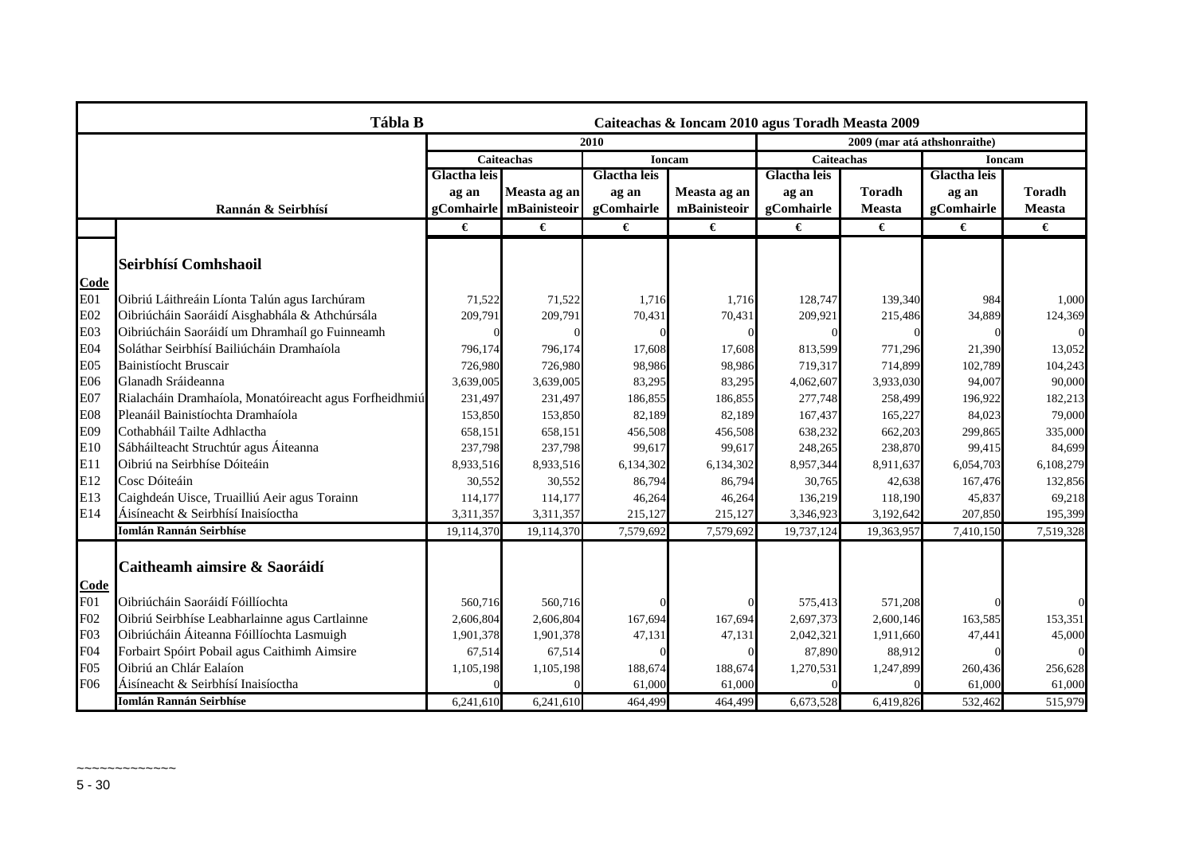| Tábla B | | Caiteachas & Ioncam 2010 agus Toradh Measta 2009 | | | | | | | |
|---|---|---|---|---|---|---|---|---|---|
| | | 2010 | | | | 2009 (mar atá athshonraithe) | | | |
| | | Caiteachas | | Ioncam | | Caiteachas | | Ioncam | |
| | Rannán & Seirbhísí | Glactha leis ag an gComhairle | Measta ag an mBainisteoir | Glactha leis ag an gComhairle | Measta ag an mBainisteoir | Glactha leis ag an gComhairle | Toradh Measta | Glactha leis ag an gComhairle | Toradh Measta |
| | | € | € | € | € | € | € | € | € |
| Code | **Seirbhísí Comhshaoil** | | | | | | | | |
| E01 | Oibriú Láithreáin Líonta Talún agus Iarchúram | 71,522 | 71,522 | 1,716 | 1,716 | 128,747 | 139,340 | 984 | 1,000 |
| E02 | Oibriúcháin Saoráidí Aisghabhála & Athchúrsála | 209,791 | 209,791 | 70,431 | 70,431 | 209,921 | 215,486 | 34,889 | 124,369 |
| E03 | Oibriúcháin Saoráidí um Dhramhaíl go Fuinneamh | 0 | 0 | 0 | 0 | 0 | 0 | 0 | 0 |
| E04 | Soláthar Seirbhísí Bailiúcháin Dramhaíola | 796,174 | 796,174 | 17,608 | 17,608 | 813,599 | 771,296 | 21,390 | 13,052 |
| E05 | Bainistíocht Bruscair | 726,980 | 726,980 | 98,986 | 98,986 | 719,317 | 714,899 | 102,789 | 104,243 |
| E06 | Glanadh Sráideanna | 3,639,005 | 3,639,005 | 83,295 | 83,295 | 4,062,607 | 3,933,030 | 94,007 | 90,000 |
| E07 | Rialacháin Dramhaíola, Monatóireacht agus Forfheidhmiú | 231,497 | 231,497 | 186,855 | 186,855 | 277,748 | 258,499 | 196,922 | 182,213 |
| E08 | Pleanáil Bainistíochta Dramhaíola | 153,850 | 153,850 | 82,189 | 82,189 | 167,437 | 165,227 | 84,023 | 79,000 |
| E09 | Cothabháil Tailte Adhlactha | 658,151 | 658,151 | 456,508 | 456,508 | 638,232 | 662,203 | 299,865 | 335,000 |
| E10 | Sábháilteacht Struchtúr agus Áiteanna | 237,798 | 237,798 | 99,617 | 99,617 | 248,265 | 238,870 | 99,415 | 84,699 |
| E11 | Oibriú na Seirbhíse Dóiteáin | 8,933,516 | 8,933,516 | 6,134,302 | 6,134,302 | 8,957,344 | 8,911,637 | 6,054,703 | 6,108,279 |
| E12 | Cosc Dóiteáin | 30,552 | 30,552 | 86,794 | 86,794 | 30,765 | 42,638 | 167,476 | 132,856 |
| E13 | Caighdeán Uisce, Truailliú Aeir agus Torainn | 114,177 | 114,177 | 46,264 | 46,264 | 136,219 | 118,190 | 45,837 | 69,218 |
| E14 | Áisíneacht & Seirbhísí Inaisíoctha | 3,311,357 | 3,311,357 | 215,127 | 215,127 | 3,346,923 | 3,192,642 | 207,850 | 195,399 |
| | **Iomlán Rannán Seirbhíse** | 19,114,370 | 19,114,370 | 7,579,692 | 7,579,692 | 19,737,124 | 19,363,957 | 7,410,150 | 7,519,328 |
| Code | **Caitheamh aimsire & Saoráidí** | | | | | | | | |
| F01 | Oibriúcháin Saoráidí Fóillíochta | 560,716 | 560,716 | 0 | 0 | 575,413 | 571,208 | 0 | 0 |
| F02 | Oibriú Seirbhíse Leabharlainne agus Cartlainne | 2,606,804 | 2,606,804 | 167,694 | 167,694 | 2,697,373 | 2,600,146 | 163,585 | 153,351 |
| F03 | Oibriúcháin Áiteanna Fóillíochta Lasmuigh | 1,901,378 | 1,901,378 | 47,131 | 47,131 | 2,042,321 | 1,911,660 | 47,441 | 45,000 |
| F04 | Forbairt Spóirt Pobail agus Caithimh Aimsire | 67,514 | 67,514 | 0 | 0 | 87,890 | 88,912 | 0 | 0 |
| F05 | Oibriú an Chlár Ealaíon | 1,105,198 | 1,105,198 | 188,674 | 188,674 | 1,270,531 | 1,247,899 | 260,436 | 256,628 |
| F06 | Áisíneacht & Seirbhísí Inaisíoctha | 0 | 0 | 61,000 | 61,000 | 0 | 0 | 61,000 | 61,000 |
| | **Iomlán Rannán Seirbhíse** | 6,241,610 | 6,241,610 | 464,499 | 464,499 | 6,673,528 | 6,419,826 | 532,462 | 515,979 |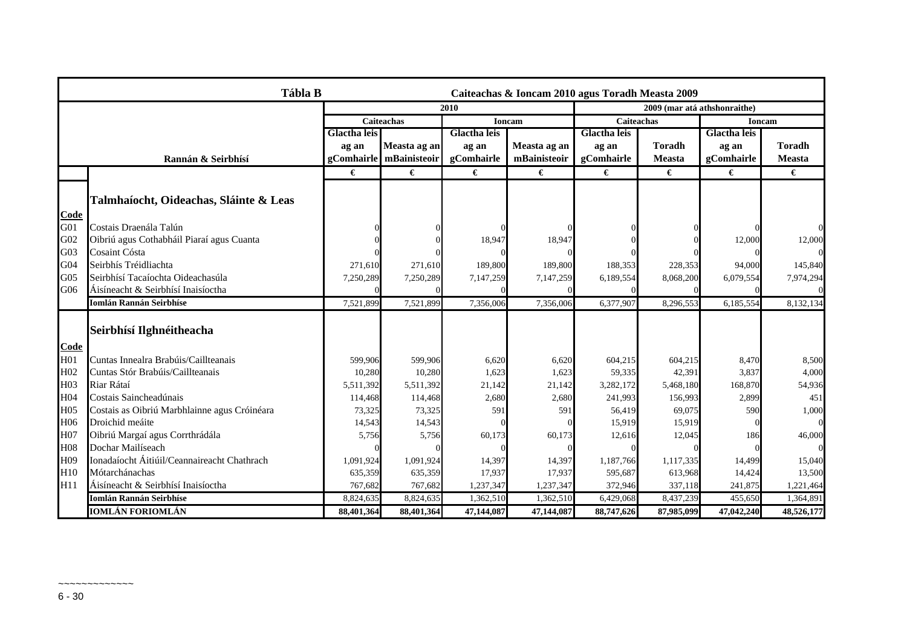| | **Tábla B** | **Caiteachas & Ioncam 2010 agus Toradh Measta 2009** | | | | | | | |
|---|---|---|---|---|---|---|---|---|---|
| | | **2010** | | | | **2009 (mar atá athshonraithe)** | | | |
| | | **Caiteachas** | | **Ioncam** | | **Caiteachas** | | **Ioncam** | |
| | **Rannán & Seirbhísí** | **Glactha leis ag an gComhairle** | **Measta ag an mBainisteoir** | **Glactha leis ag an gComhairle** | **Measta ag an mBainisteoir** | **Glactha leis ag an gComhairle** | **Toradh Measta** | **Glactha leis ag an gComhairle** | **Toradh Measta** |
| | | **€** | **€** | **€** | **€** | **€** | **€** | **€** | **€** |
| | **Talmhaíocht, Oideachas, Sláinte & Leas** | | | | | | | | |
| **Code** | | | | | | | | | |
| G01 | Costais Draenála Talún | 0 | 0 | 0 | 0 | 0 | 0 | 0 | 0 |
| G02 | Oibriú agus Cothabháil Piaraí agus Cuanta | 0 | 0 | 18,947 | 18,947 | 0 | 0 | 12,000 | 12,000 |
| G03 | Cosaint Cósta | 0 | 0 | 0 | 0 | 0 | 0 | 0 | 0 |
| G04 | Seirbhís Tréidliachta | 271,610 | 271,610 | 189,800 | 189,800 | 188,353 | 228,353 | 94,000 | 145,840 |
| G05 | Seirbhísí Tacaíochta Oideachasúla | 7,250,289 | 7,250,289 | 7,147,259 | 7,147,259 | 6,189,554 | 8,068,200 | 6,079,554 | 7,974,294 |
| G06 | Áisíneacht & Seirbhísí Inaisíoctha | 0 | 0 | 0 | 0 | 0 | 0 | 0 | 0 |
| | **Iomlán Rannán Seirbhíse** | 7,521,899 | 7,521,899 | 7,356,006 | 7,356,006 | 6,377,907 | 8,296,553 | 6,185,554 | 8,132,134 |
| | **Seirbhísí Ilghnéitheacha** | | | | | | | | |
| **Code** | | | | | | | | | |
| H01 | Cuntas Innealra Brabúis/Caillteanais | 599,906 | 599,906 | 6,620 | 6,620 | 604,215 | 604,215 | 8,470 | 8,500 |
| H02 | Cuntas Stór Brabúis/Caillteanais | 10,280 | 10,280 | 1,623 | 1,623 | 59,335 | 42,391 | 3,837 | 4,000 |
| H03 | Riar Rátaí | 5,511,392 | 5,511,392 | 21,142 | 21,142 | 3,282,172 | 5,468,180 | 168,870 | 54,936 |
| H04 | Costais Saincheadúnais | 114,468 | 114,468 | 2,680 | 2,680 | 241,993 | 156,993 | 2,899 | 451 |
| H05 | Costais as Oibriú Marbhlainne agus Cróinéara | 73,325 | 73,325 | 591 | 591 | 56,419 | 69,075 | 590 | 1,000 |
| H06 | Droichid meáite | 14,543 | 14,543 | 0 | 0 | 15,919 | 15,919 | 0 | 0 |
| H07 | Oibriú Margaí agus Corrthrádála | 5,756 | 5,756 | 60,173 | 60,173 | 12,616 | 12,045 | 186 | 46,000 |
| H08 | Dochar Mailíseach | 0 | 0 | 0 | 0 | 0 | 0 | 0 | 0 |
| H09 | Ionadaíocht Áitiúil/Ceannaireacht Chathrach | 1,091,924 | 1,091,924 | 14,397 | 14,397 | 1,187,766 | 1,117,335 | 14,499 | 15,040 |
| H10 | Mótarchánachas | 635,359 | 635,359 | 17,937 | 17,937 | 595,687 | 613,968 | 14,424 | 13,500 |
| H11 | Áisíneacht & Seirbhísí Inaisíoctha | 767,682 | 767,682 | 1,237,347 | 1,237,347 | 372,946 | 337,118 | 241,875 | 1,221,464 |
| | **Iomlán Rannán Seirbhíse** | 8,824,635 | 8,824,635 | 1,362,510 | 1,362,510 | 6,429,068 | 8,437,239 | 455,650 | 1,364,891 |
| | **IOMLÁN FORIOMLÁN** | **88,401,364** | **88,401,364** | **47,144,087** | **47,144,087** | **88,747,626** | **87,985,099** | **47,042,240** | **48,526,177** |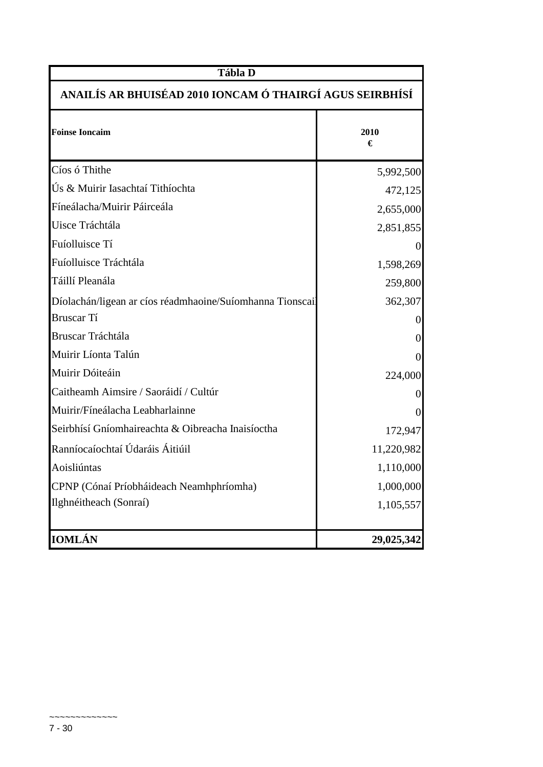**Tábla D**

**ANAILÍS AR BHUISÉAD 2010 IONCAM Ó THAIRGÍ AGUS SEIRBHÍSÍ**

| **Foinse Ioncaim** | **2010 €** |
|---|---:|
| Cíos ó Thithe | 5,992,500 |
| Ús & Muirir Iasachtaí Tithíochta | 472,125 |
| Fíneálacha/Muirir Páirceála | 2,655,000 |
| Uisce Tráchtála | 2,851,855 |
| Fuíolluisce Tí | 0 |
| Fuíolluisce Tráchtála | 1,598,269 |
| Táillí Pleanála | 259,800 |
| Díolachán/ligean ar cíos réadmhaoine/Suíomhanna Tionscail | 362,307 |
| Bruscar Tí | 0 |
| Bruscar Tráchtála | 0 |
| Muirir Líonta Talún | 0 |
| Muirir Dóiteáin | 224,000 |
| Caitheamh Aimsire / Saoráidí / Cultúr | 0 |
| Muirir/Fíneálacha Leabharlainne | 0 |
| Seirbhísí Gníomhaireachta & Oibreacha Inaisíoctha | 172,947 |
| Ranníocaíochtaí Údaráis Áitiúil | 11,220,982 |
| Aoisliúntas | 1,110,000 |
| CPNP (Cónaí Príobháideach Neamhphríomha) | 1,000,000 |
| Ilghnéitheach (Sonraí) | 1,105,557 |
| **IOMLÁN** | **29,025,342** |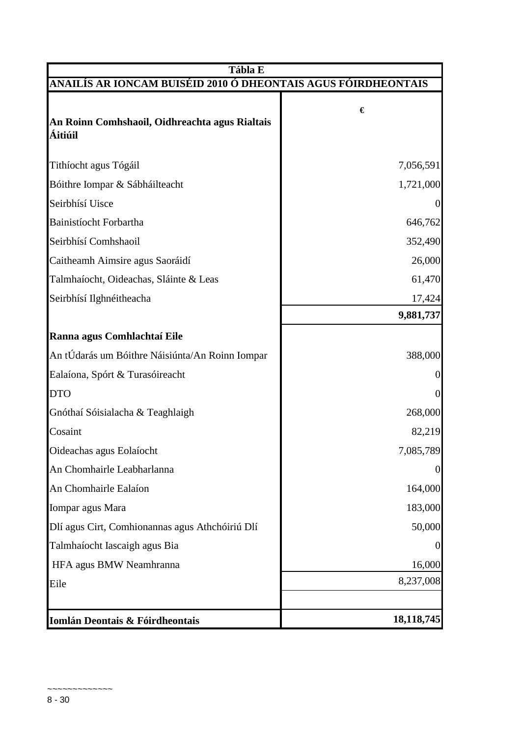| Tábla E | |
|---|---|
| **ANAILÍS AR IONCAM BUISÉID 2010 Ó DHEONTAIS AGUS FÓIRDHEONTAIS** | |
| **An Roinn Comhshaoil, Oidhreachta agus Rialtais Áitiúil** | **€** |
| Tithíocht agus Tógáil | 7,056,591 |
| Bóithre Iompar & Sábháilteacht | 1,721,000 |
| Seirbhísí Uisce | 0 |
| Bainistíocht Forbartha | 646,762 |
| Seirbhísí Comhshaoil | 352,490 |
| Caitheamh Aimsire agus Saoráidí | 26,000 |
| Talmhaíocht, Oideachas, Sláinte & Leas | 61,470 |
| Seirbhísí Ilghnéitheacha | 17,424 |
| | **9,881,737** |
| **Ranna agus Comhlachtaí Eile** | |
| An tÚdarás um Bóithre Náisiúnta/An Roinn Iompar | 388,000 |
| Ealaíona, Spórt & Turasóireacht | 0 |
| DTO | 0 |
| Gnóthaí Sóisialacha & Teaghlaigh | 268,000 |
| Cosaint | 82,219 |
| Oideachas agus Eolaíocht | 7,085,789 |
| An Chomhairle Leabharlanna | 0 |
| An Chomhairle Ealaíon | 164,000 |
| Iompar agus Mara | 183,000 |
| Dlí agus Cirt, Comhionannas agus Athchóiriú Dlí | 50,000 |
| Talmhaíocht Iascaigh agus Bia | 0 |
| HFA agus BMW Neamhranna | 16,000 |
| Eile | 8,237,008 |
| | |
| **Iomlán Deontais & Fóirdheontais** | **18,118,745** |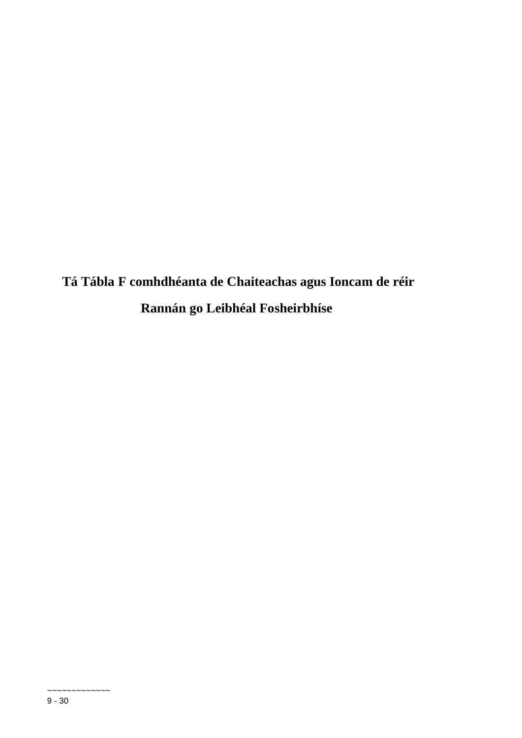**Tá Tábla F comhdhéanta de Chaiteachas agus Ioncam de réir Rannán go Leibhéal Fosheirbhíse**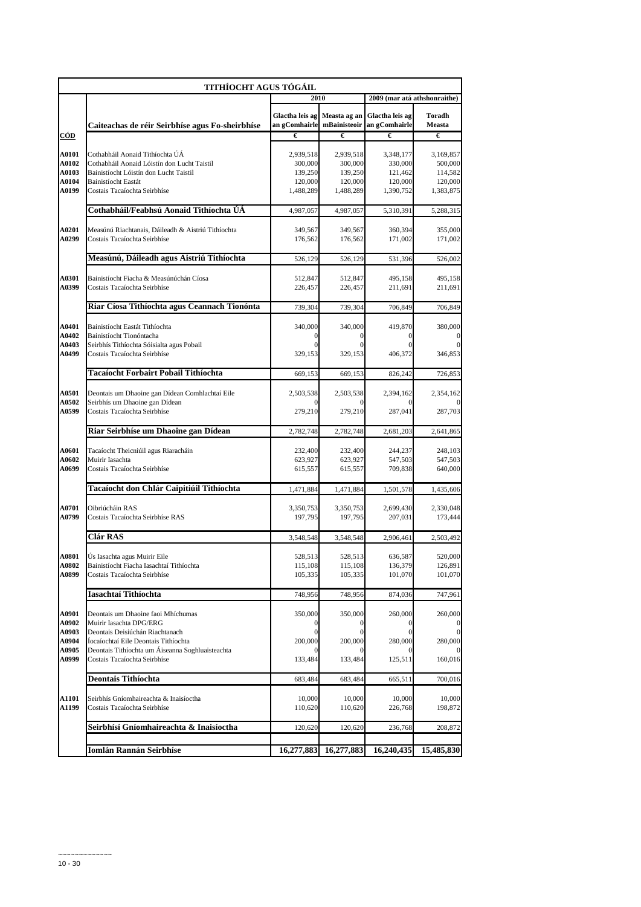| TITHÍOCHT AGUS TÓGÁIL | | | | | |
|---|---|---|---|---|---|
| | | 2010 | | 2009 (mar atá athshonraithe) | |
| CÓD | Caiteachas de réir Seirbhíse agus Fo-sheirbhíse | Glactha leis ag an gComhairle | Measta ag an mBainisteoir | Glactha leis ag an gComhairle | Toradh Measta |
| | | € | € | € | € |
| A0101 | Cothabháil Aonaid Tithíochta ÚÁ | 2,939,518 | 2,939,518 | 3,348,177 | 3,169,857 |
| A0102 | Cothabháil Aonaid Lóistín don Lucht Taistil | 300,000 | 300,000 | 330,000 | 500,000 |
| A0103 | Bainistíocht Lóistín don Lucht Taistil | 139,250 | 139,250 | 121,462 | 114,582 |
| A0104 | Bainistíocht Eastát | 120,000 | 120,000 | 120,000 | 120,000 |
| A0199 | Costais Tacaíochta Seirbhíse | 1,488,289 | 1,488,289 | 1,390,752 | 1,383,875 |
| | **Cothabháil/Feabhsú Aonaid Tithíochta ÚÁ** | 4,987,057 | 4,987,057 | 5,310,391 | 5,288,315 |
| A0201 | Measúnú Riachtanais, Dáileadh & Aistriú Tithíochta | 349,567 | 349,567 | 360,394 | 355,000 |
| A0299 | Costais Tacaíochta Seirbhíse | 176,562 | 176,562 | 171,002 | 171,002 |
| | **Measúnú, Dáileadh agus Aistriú Tithíochta** | 526,129 | 526,129 | 531,396 | 526,002 |
| A0301 | Bainistíocht Fiacha & Measúnúchán Cíosa | 512,847 | 512,847 | 495,158 | 495,158 |
| A0399 | Costais Tacaíochta Seirbhíse | 226,457 | 226,457 | 211,691 | 211,691 |
| | **Riar Cíosa Tithíochta agus Ceannach Tionónta** | 739,304 | 739,304 | 706,849 | 706,849 |
| A0401 | Bainistíocht Eastát Tithíochta | 340,000 | 340,000 | 419,870 | 380,000 |
| A0402 | Bainistíocht Tionóntacha | 0 | 0 | 0 | 0 |
| A0403 | Seirbhís Tithíochta Sóisialta agus Pobail | 0 | 0 | 0 | 0 |
| A0499 | Costais Tacaíochta Seirbhíse | 329,153 | 329,153 | 406,372 | 346,853 |
| | **Tacaíocht Forbairt Pobail Tithíochta** | 669,153 | 669,153 | 826,242 | 726,853 |
| A0501 | Deontais um Dhaoine gan Dídean Comhlachtaí Eile | 2,503,538 | 2,503,538 | 2,394,162 | 2,354,162 |
| A0502 | Seirbhís um Dhaoine gan Dídean | 0 | 0 | 0 | 0 |
| A0599 | Costais Tacaíochta Seirbhíse | 279,210 | 279,210 | 287,041 | 287,703 |
| | **Riar Seirbhíse um Dhaoine gan Dídean** | 2,782,748 | 2,782,748 | 2,681,203 | 2,641,865 |
| A0601 | Tacaíocht Theicniúil agus Riaracháin | 232,400 | 232,400 | 244,237 | 248,103 |
| A0602 | Muirir Iasachta | 623,927 | 623,927 | 547,503 | 547,503 |
| A0699 | Costais Tacaíochta Seirbhíse | 615,557 | 615,557 | 709,838 | 640,000 |
| | **Tacaíocht don Chlár Caipitiúil Tithíochta** | 1,471,884 | 1,471,884 | 1,501,578 | 1,435,606 |
| A0701 | Oibriúcháin RAS | 3,350,753 | 3,350,753 | 2,699,430 | 2,330,048 |
| A0799 | Costais Tacaíochta Seirbhíse RAS | 197,795 | 197,795 | 207,031 | 173,444 |
| | **Clár RAS** | 3,548,548 | 3,548,548 | 2,906,461 | 2,503,492 |
| A0801 | Ús Iasachta agus Muirir Eile | 528,513 | 528,513 | 636,587 | 520,000 |
| A0802 | Bainistíocht Fiacha Iasachtaí Tithíochta | 115,108 | 115,108 | 136,379 | 126,891 |
| A0899 | Costais Tacaíochta Seirbhíse | 105,335 | 105,335 | 101,070 | 101,070 |
| | **Iasachtaí Tithíochta** | 748,956 | 748,956 | 874,036 | 747,961 |
| A0901 | Deontais um Dhaoine faoi Mhíchumas | 350,000 | 350,000 | 260,000 | 260,000 |
| A0902 | Muirir Iasachta DPG/ERG | 0 | 0 | 0 | 0 |
| A0903 | Deontais Deisiúchán Riachtanach | 0 | 0 | 0 | 0 |
| A0904 | Íocaíochtaí Eile Deontais Tithíochta | 200,000 | 200,000 | 280,000 | 280,000 |
| A0905 | Deontais Tithíochta um Áiseanna Soghluaisteachta | 0 | 0 | 0 | 0 |
| A0999 | Costais Tacaíochta Seirbhíse | 133,484 | 133,484 | 125,511 | 160,016 |
| | **Deontais Tithíochta** | 683,484 | 683,484 | 665,511 | 700,016 |
| A1101 | Seirbhís Gníomhaireachta & Inaisíoctha | 10,000 | 10,000 | 10,000 | 10,000 |
| A1199 | Costais Tacaíochta Seirbhíse | 110,620 | 110,620 | 226,768 | 198,872 |
| | **Seirbhísí Gníomhaireachta & Inaisíoctha** | 120,620 | 120,620 | 236,768 | 208,872 |
| | **Iomlán Rannán Seirbhíse** | **16,277,883** | **16,277,883** | **16,240,435** | **15,485,830** |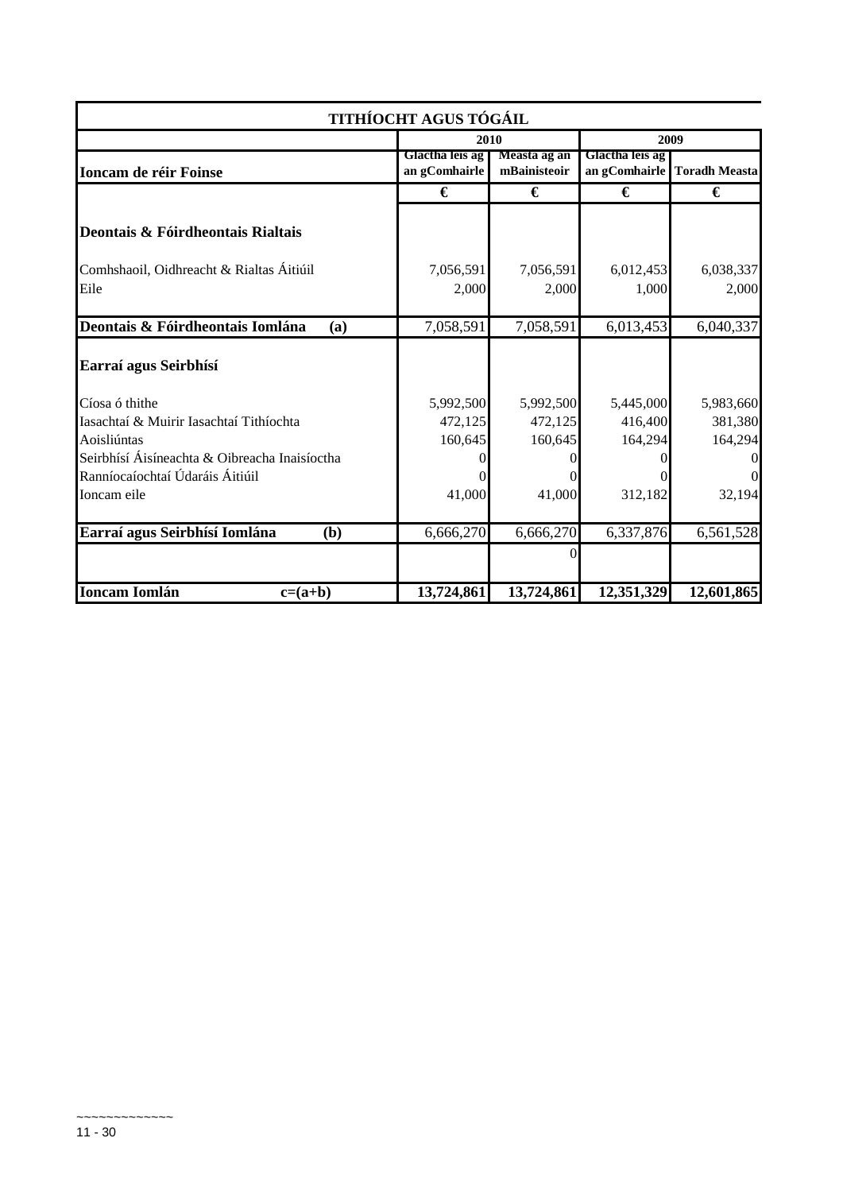| TITHÍOCHT AGUS TÓGÁIL | | | | |
|---|---|---|---|---|
| | 2010 | | 2009 | |
| Ioncam de réir Foinse | Glactha leis ag an gComhairle | Measta ag an mBainisteoir | Glactha leis ag an gComhairle | Toradh Measta |
| | € | € | € | € |
| **Deontais & Fóirdheontais Rialtais** | | | | |
| Comhshaoil, Oidhreacht & Rialtas Áitiúil | 7,056,591 | 7,056,591 | 6,012,453 | 6,038,337 |
| Eile | 2,000 | 2,000 | 1,000 | 2,000 |
| **Deontais & Fóirdheontais Iomlána (a)** | 7,058,591 | 7,058,591 | 6,013,453 | 6,040,337 |
| **Earraí agus Seirbhísí** | | | | |
| Cíosa ó thithe | 5,992,500 | 5,992,500 | 5,445,000 | 5,983,660 |
| Iasachtaí & Muirir Iasachtaí Tithíochta | 472,125 | 472,125 | 416,400 | 381,380 |
| Aoisliúntas | 160,645 | 160,645 | 164,294 | 164,294 |
| Seirbhísí Áisíneachta & Oibreacha Inaisíoctha | 0 | 0 | 0 | 0 |
| Ranníocaíochtaí Údaráis Áitiúil | 0 | 0 | 0 | 0 |
| Ioncam eile | 41,000 | 41,000 | 312,182 | 32,194 |
| **Earraí agus Seirbhísí Iomlána (b)** | 6,666,270 | 6,666,270 | 6,337,876 | 6,561,528 |
| | | 0 | | |
| **Ioncam Iomlán c=(a+b)** | **13,724,861** | **13,724,861** | **12,351,329** | **12,601,865** |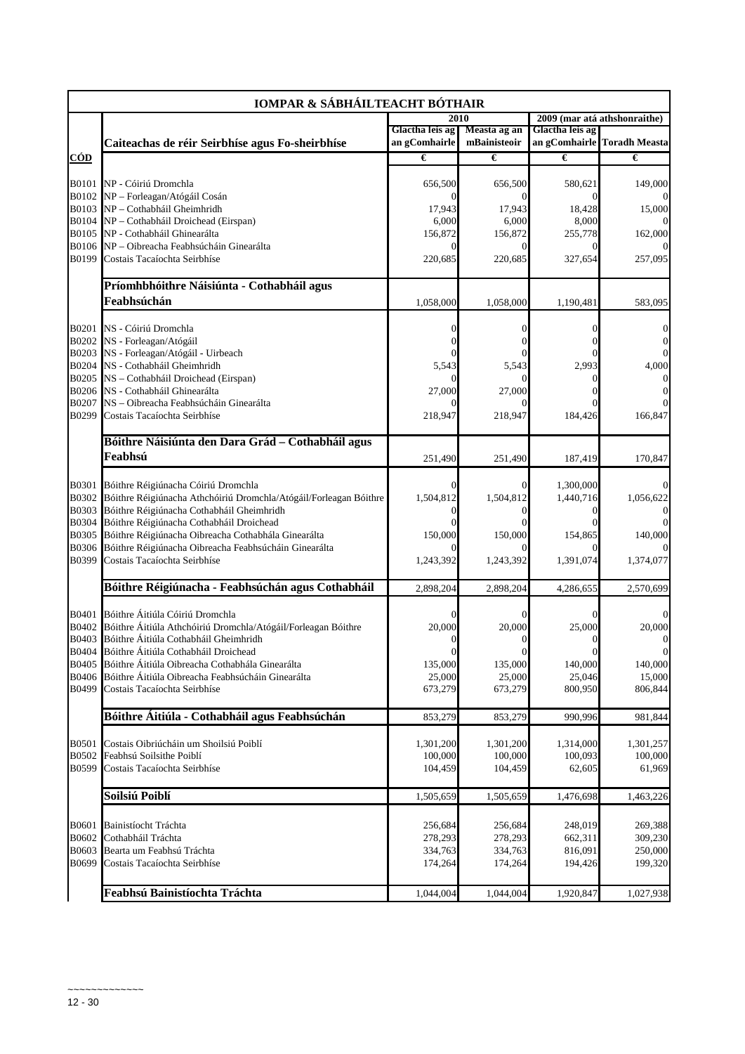| IOMPAR & SÁBHÁILTEACHT BÓTHAIR | | | | | |
|---|---|---|---|---|---|
| | | 2010 | | 2009 (mar atá athshonraithe) | |
| | **Caiteachas de réir Seirbhíse agus Fo-sheirbhíse** | Glactha leis ag an gComhairle | Measta ag an mBainisteoir | Glactha leis ag an gComhairle | Toradh Measta |
| **CÓD** | | € | € | € | € |
| B0101 | NP - Cóiriú Dromchla | 656,500 | 656,500 | 580,621 | 149,000 |
| B0102 | NP – Forleagan/Atógáil Cosán | 0 | 0 | 0 | 0 |
| B0103 | NP – Cothabháil Gheimhridh | 17,943 | 17,943 | 18,428 | 15,000 |
| B0104 | NP – Cothabháil Droichead (Eirspan) | 6,000 | 6,000 | 8,000 | 0 |
| B0105 | NP - Cothabháil Ghinearálta | 156,872 | 156,872 | 255,778 | 162,000 |
| B0106 | NP – Oibreacha Feabhsúcháin Ginearálta | 0 | 0 | 0 | 0 |
| B0199 | Costais Tacaíochta Seirbhíse | 220,685 | 220,685 | 327,654 | 257,095 |
| | **Príomhbhóithre Náisiúnta - Cothabháil agus Feabhsúchán** | 1,058,000 | 1,058,000 | 1,190,481 | 583,095 |
| B0201 | NS - Cóiriú Dromchla | 0 | 0 | 0 | 0 |
| B0202 | NS - Forleagan/Atógáil | 0 | 0 | 0 | 0 |
| B0203 | NS - Forleagan/Atógáil - Uirbeach | 0 | 0 | 0 | 0 |
| B0204 | NS - Cothabháil Gheimhridh | 5,543 | 5,543 | 2,993 | 4,000 |
| B0205 | NS – Cothabháil Droichead (Eirspan) | 0 | 0 | 0 | 0 |
| B0206 | NS - Cothabháil Ghinearálta | 27,000 | 27,000 | 0 | 0 |
| B0207 | NS – Oibreacha Feabhsúcháin Ginearálta | 0 | 0 | 0 | 0 |
| B0299 | Costais Tacaíochta Seirbhíse | 218,947 | 218,947 | 184,426 | 166,847 |
| | **Bóithre Náisiúnta den Dara Grád – Cothabháil agus Feabhsú** | 251,490 | 251,490 | 187,419 | 170,847 |
| B0301 | Bóithre Réigiúnacha Cóiriú Dromchla | 0 | 0 | 1,300,000 | 0 |
| B0302 | Bóithre Réigiúnacha Athchóiriú Dromchla/Atógáil/Forleagan Bóithre | 1,504,812 | 1,504,812 | 1,440,716 | 1,056,622 |
| B0303 | Bóithre Réigiúnacha Cothabháil Gheimhridh | 0 | 0 | 0 | 0 |
| B0304 | Bóithre Réigiúnacha Cothabháil Droichead | 0 | 0 | 0 | 0 |
| B0305 | Bóithre Réigiúnacha Oibreacha Cothabhála Ginearálta | 150,000 | 150,000 | 154,865 | 140,000 |
| B0306 | Bóithre Réigiúnacha Oibreacha Feabhsúcháin Ginearálta | 0 | 0 | 0 | 0 |
| B0399 | Costais Tacaíochta Seirbhíse | 1,243,392 | 1,243,392 | 1,391,074 | 1,374,077 |
| | **Bóithre Réigiúnacha - Feabhsúchán agus Cothabháil** | 2,898,204 | 2,898,204 | 4,286,655 | 2,570,699 |
| B0401 | Bóithre Áitiúla Cóiriú Dromchla | 0 | 0 | 0 | 0 |
| B0402 | Bóithre Áitiúla Athchóiriú Dromchla/Atógáil/Forleagan Bóithre | 20,000 | 20,000 | 25,000 | 20,000 |
| B0403 | Bóithre Áitiúla Cothabháil Gheimhridh | 0 | 0 | 0 | 0 |
| B0404 | Bóithre Áitiúla Cothabháil Droichead | 0 | 0 | 0 | 0 |
| B0405 | Bóithre Áitiúla Oibreacha Cothabhála Ginearálta | 135,000 | 135,000 | 140,000 | 140,000 |
| B0406 | Bóithre Áitiúla Oibreacha Feabhsúcháin Ginearálta | 25,000 | 25,000 | 25,046 | 15,000 |
| B0499 | Costais Tacaíochta Seirbhíse | 673,279 | 673,279 | 800,950 | 806,844 |
| | **Bóithre Áitiúla - Cothabháil agus Feabhsúchán** | 853,279 | 853,279 | 990,996 | 981,844 |
| B0501 | Costais Oibriúcháin um Shoilsiú Poiblí | 1,301,200 | 1,301,200 | 1,314,000 | 1,301,257 |
| B0502 | Feabhsú Soilsithe Poiblí | 100,000 | 100,000 | 100,093 | 100,000 |
| B0599 | Costais Tacaíochta Seirbhíse | 104,459 | 104,459 | 62,605 | 61,969 |
| | **Soilsiú Poiblí** | 1,505,659 | 1,505,659 | 1,476,698 | 1,463,226 |
| B0601 | Bainistíocht Tráchta | 256,684 | 256,684 | 248,019 | 269,388 |
| B0602 | Cothabháil Tráchta | 278,293 | 278,293 | 662,311 | 309,230 |
| B0603 | Bearta um Feabhsú Tráchta | 334,763 | 334,763 | 816,091 | 250,000 |
| B0699 | Costais Tacaíochta Seirbhíse | 174,264 | 174,264 | 194,426 | 199,320 |
| | **Feabhsú Bainistíochta Tráchta** | 1,044,004 | 1,044,004 | 1,920,847 | 1,027,938 |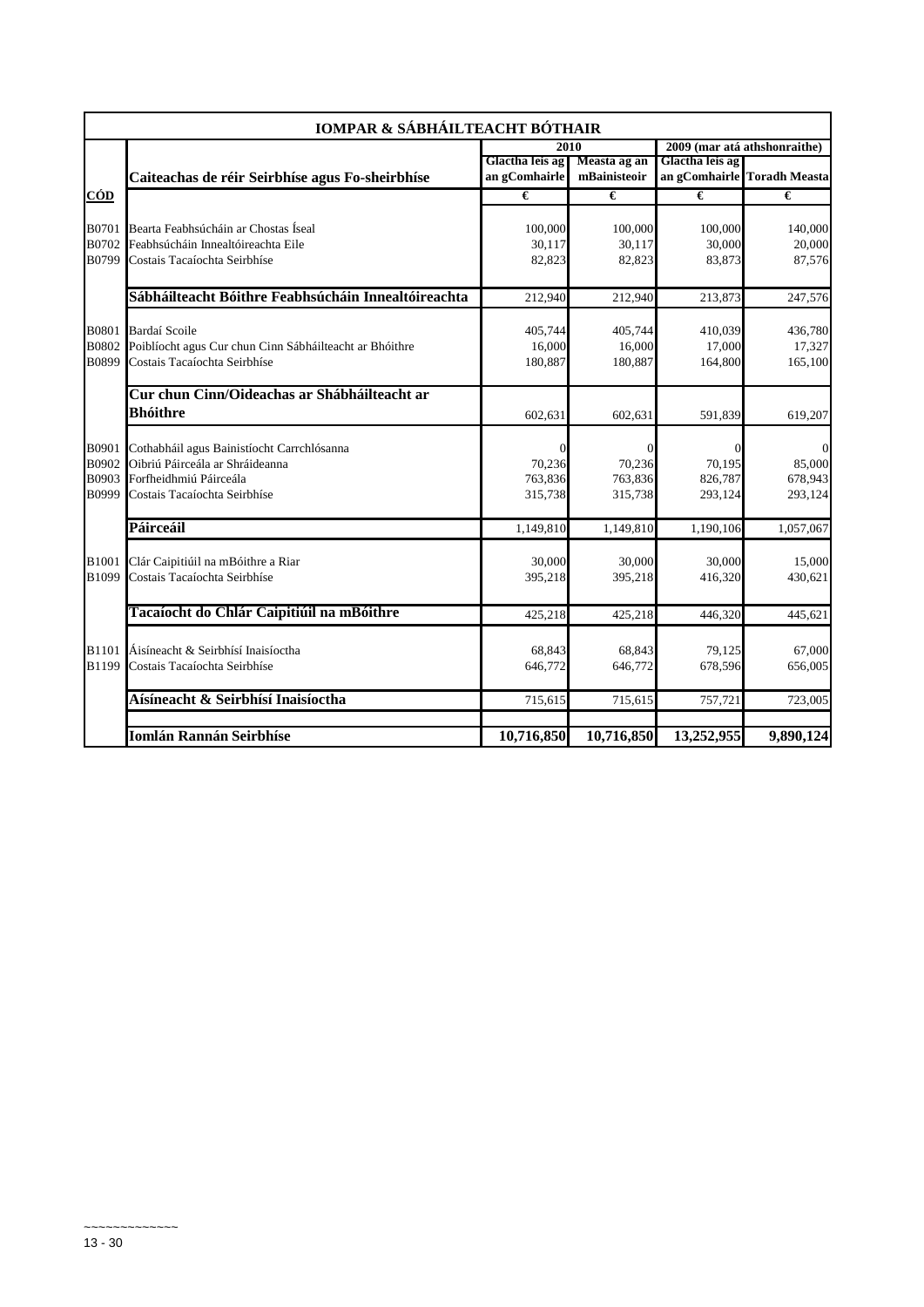| IOMPAR & SÁBHÁILTEACHT BÓTHAIR | | | | | |
|---|---|---|---|---|---|
| | | 2010 | | 2009 (mar atá athshonraithe) | |
| | Caiteachas de réir Seirbhíse agus Fo-sheirbhíse | Glactha leis ag an gComhairle | Measta ag an mBainisteoir | Glactha leis ag an gComhairle | Toradh Measta |
| CÓD | | € | € | € | € |
| B0701 | Bearta Feabhsúcháin ar Chostas Íseal | 100,000 | 100,000 | 100,000 | 140,000 |
| B0702 | Feabhsúcháin Innealtóireachta Eile | 30,117 | 30,117 | 30,000 | 20,000 |
| B0799 | Costais Tacaíochta Seirbhíse | 82,823 | 82,823 | 83,873 | 87,576 |
| | **Sábháilteacht Bóithre Feabhsúcháin Innealtóireachta** | 212,940 | 212,940 | 213,873 | 247,576 |
| B0801 | Bardaí Scoile | 405,744 | 405,744 | 410,039 | 436,780 |
| B0802 | Poiblíocht agus Cur chun Cinn Sábháilteacht ar Bhóithre | 16,000 | 16,000 | 17,000 | 17,327 |
| B0899 | Costais Tacaíochta Seirbhíse | 180,887 | 180,887 | 164,800 | 165,100 |
| | **Cur chun Cinn/Oideachas ar Shábháilteacht ar Bhóithre** | 602,631 | 602,631 | 591,839 | 619,207 |
| B0901 | Cothabháil agus Bainistíocht Carrchlósanna | 0 | 0 | 0 | 0 |
| B0902 | Oibriú Páirceála ar Shráideanna | 70,236 | 70,236 | 70,195 | 85,000 |
| B0903 | Forfheidhmiú Páirceála | 763,836 | 763,836 | 826,787 | 678,943 |
| B0999 | Costais Tacaíochta Seirbhíse | 315,738 | 315,738 | 293,124 | 293,124 |
| | **Páirceáil** | 1,149,810 | 1,149,810 | 1,190,106 | 1,057,067 |
| B1001 | Clár Caipitiúil na mBóithre a Riar | 30,000 | 30,000 | 30,000 | 15,000 |
| B1099 | Costais Tacaíochta Seirbhíse | 395,218 | 395,218 | 416,320 | 430,621 |
| | **Tacaíocht do Chlár Caipitiúil na mBóithre** | 425,218 | 425,218 | 446,320 | 445,621 |
| B1101 | Áisíneacht & Seirbhísí Inaisíoctha | 68,843 | 68,843 | 79,125 | 67,000 |
| B1199 | Costais Tacaíochta Seirbhíse | 646,772 | 646,772 | 678,596 | 656,005 |
| | **Aísíneacht & Seirbhísí Inaisíoctha** | 715,615 | 715,615 | 757,721 | 723,005 |
| | **Iomlán Rannán Seirbhíse** | **10,716,850** | **10,716,850** | **13,252,955** | **9,890,124** |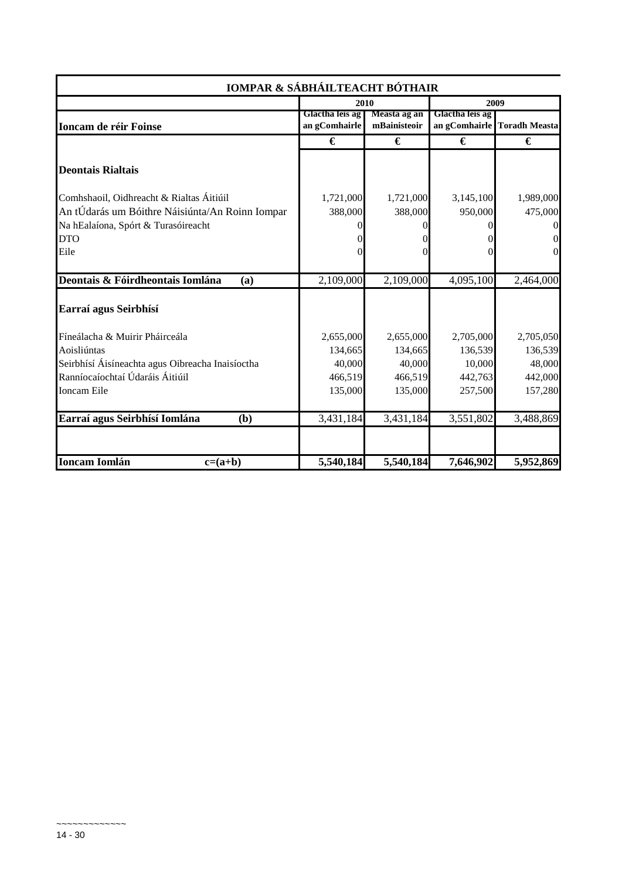| IOMPAR & SÁBHÁILTEACHT BÓTHAIR | | | | |
|---|---|---|---|---|
| | 2010 | | 2009 | |
| **Ioncam de réir Foinse** | Glactha leis ag an gComhairle | Measta ag an mBainisteoir | Glactha leis ag an gComhairle | Toradh Measta |
| | € | € | € | € |
| **Deontais Rialtais** | | | | |
| Comhshaoil, Oidhreacht & Rialtas Áitiúil | 1,721,000 | 1,721,000 | 3,145,100 | 1,989,000 |
| An tÚdarás um Bóithre Náisiúnta/An Roinn Iompar | 388,000 | 388,000 | 950,000 | 475,000 |
| Na hEalaíona, Spórt & Turasóireacht | 0 | 0 | 0 | 0 |
| DTO | 0 | 0 | 0 | 0 |
| Eile | 0 | 0 | 0 | 0 |
| **Deontais & Fóirdheontais Iomlána (a)** | 2,109,000 | 2,109,000 | 4,095,100 | 2,464,000 |
| **Earraí agus Seirbhísí** | | | | |
| Fíneálacha & Muirir Pháirceála | 2,655,000 | 2,655,000 | 2,705,000 | 2,705,050 |
| Aoisliúntas | 134,665 | 134,665 | 136,539 | 136,539 |
| Seirbhísí Áisíneachta agus Oibreacha Inaisíoctha | 40,000 | 40,000 | 10,000 | 48,000 |
| Ranníocaíochtaí Údaráis Áitiúil | 466,519 | 466,519 | 442,763 | 442,000 |
| Ioncam Eile | 135,000 | 135,000 | 257,500 | 157,280 |
| **Earraí agus Seirbhísí Iomlána (b)** | 3,431,184 | 3,431,184 | 3,551,802 | 3,488,869 |
| | | | | |
| **Ioncam Iomlán c=(a+b)** | **5,540,184** | **5,540,184** | **7,646,902** | **5,952,869** |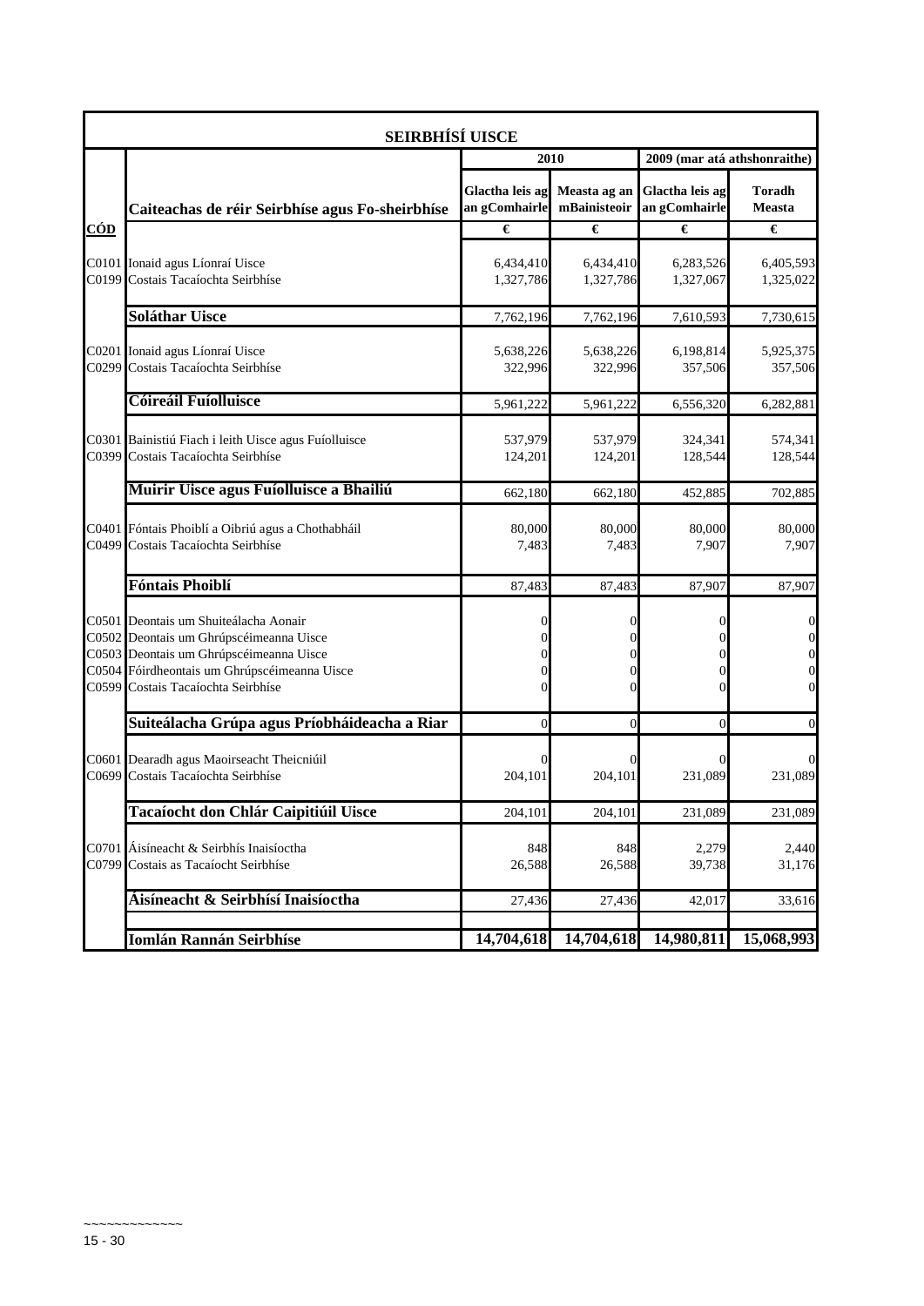| SEIRBHÍSÍ UISCE | | | | | |
|---|---|---|---|---|---|
| | | 2010 | | 2009 (mar atá athshonraithe) | |
| | Caiteachas de réir Seirbhíse agus Fo-sheirbhíse | Glactha leis ag an gComhairle | Measta ag an mBainisteoir | Glactha leis ag an gComhairle | Toradh Measta |
| **CÓD** | | € | € | € | € |
| C0101 | Ionaid agus Líonraí Uisce | 6,434,410 | 6,434,410 | 6,283,526 | 6,405,593 |
| C0199 | Costais Tacaíochta Seirbhíse | 1,327,786 | 1,327,786 | 1,327,067 | 1,325,022 |
| | **Soláthar Uisce** | 7,762,196 | 7,762,196 | 7,610,593 | 7,730,615 |
| C0201 | Ionaid agus Líonraí Uisce | 5,638,226 | 5,638,226 | 6,198,814 | 5,925,375 |
| C0299 | Costais Tacaíochta Seirbhíse | 322,996 | 322,996 | 357,506 | 357,506 |
| | **Cóireáil Fuíolluisce** | 5,961,222 | 5,961,222 | 6,556,320 | 6,282,881 |
| C0301 | Bainistiú Fiach i leith Uisce agus Fuíolluisce | 537,979 | 537,979 | 324,341 | 574,341 |
| C0399 | Costais Tacaíochta Seirbhíse | 124,201 | 124,201 | 128,544 | 128,544 |
| | **Muirir Uisce agus Fuíolluisce a Bhailiú** | 662,180 | 662,180 | 452,885 | 702,885 |
| C0401 | Fóntais Phoiblí a Oibriú agus a Chothabháil | 80,000 | 80,000 | 80,000 | 80,000 |
| C0499 | Costais Tacaíochta Seirbhíse | 7,483 | 7,483 | 7,907 | 7,907 |
| | **Fóntais Phoiblí** | 87,483 | 87,483 | 87,907 | 87,907 |
| C0501 | Deontais um Shuiteálacha Aonair | 0 | 0 | 0 | 0 |
| C0502 | Deontais um Ghrúpscéimeanna Uisce | 0 | 0 | 0 | 0 |
| C0503 | Deontais um Ghrúpscéimeanna Uisce | 0 | 0 | 0 | 0 |
| C0504 | Fóirdheontais um Ghrúpscéimeanna Uisce | 0 | 0 | 0 | 0 |
| C0599 | Costais Tacaíochta Seirbhíse | 0 | 0 | 0 | 0 |
| | **Suiteálacha Grúpa agus Príobháideacha a Riar** | 0 | 0 | 0 | 0 |
| C0601 | Dearadh agus Maoirseacht Theicniúil | 0 | 0 | 0 | 0 |
| C0699 | Costais Tacaíochta Seirbhíse | 204,101 | 204,101 | 231,089 | 231,089 |
| | **Tacaíocht don Chlár Caipitiúil Uisce** | 204,101 | 204,101 | 231,089 | 231,089 |
| C0701 | Áisíneacht & Seirbhís Inaisíoctha | 848 | 848 | 2,279 | 2,440 |
| C0799 | Costais as Tacaíocht Seirbhíse | 26,588 | 26,588 | 39,738 | 31,176 |
| | **Áisíneacht & Seirbhísí Inaisíoctha** | 27,436 | 27,436 | 42,017 | 33,616 |
| | **Iomlán Rannán Seirbhíse** | **14,704,618** | **14,704,618** | **14,980,811** | **15,068,993** |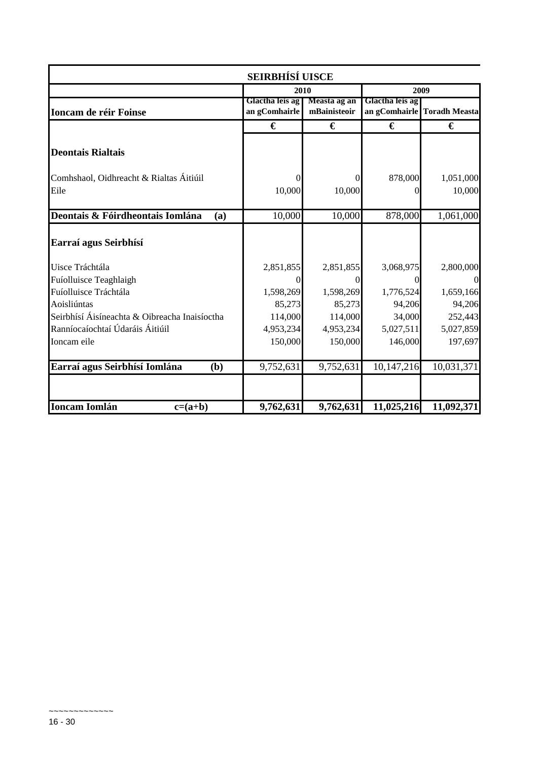| SEIRBHÍSÍ UISCE | | | | |
|---|---|---|---|---|
| | 2010 | | 2009 | |
| **Ioncam de réir Foinse** | Glactha leis ag an gComhairle | Measta ag an mBainisteoir | Glactha leis ag an gComhairle | Toradh Measta |
| | € | € | € | € |
| **Deontais Rialtais** | | | | |
| Comhshaol, Oidhreacht & Rialtas Áitiúil | 0 | 0 | 878,000 | 1,051,000 |
| Eile | 10,000 | 10,000 | 0 | 10,000 |
| **Deontais & Fóirdheontais Iomlána (a)** | 10,000 | 10,000 | 878,000 | 1,061,000 |
| **Earraí agus Seirbhísí** | | | | |
| Uisce Tráchtála | 2,851,855 | 2,851,855 | 3,068,975 | 2,800,000 |
| Fuíolluisce Teaghlaigh | 0 | 0 | 0 | 0 |
| Fuíolluisce Tráchtála | 1,598,269 | 1,598,269 | 1,776,524 | 1,659,166 |
| Aoisliúntas | 85,273 | 85,273 | 94,206 | 94,206 |
| Seirbhísí Áisíneachta & Oibreacha Inaisíoctha | 114,000 | 114,000 | 34,000 | 252,443 |
| Ranníocaíochtaí Údaráis Áitiúil | 4,953,234 | 4,953,234 | 5,027,511 | 5,027,859 |
| Ioncam eile | 150,000 | 150,000 | 146,000 | 197,697 |
| **Earraí agus Seirbhísí Iomlána (b)** | 9,752,631 | 9,752,631 | 10,147,216 | 10,031,371 |
| **Ioncam Iomlán c=(a+b)** | **9,762,631** | **9,762,631** | **11,025,216** | **11,092,371** |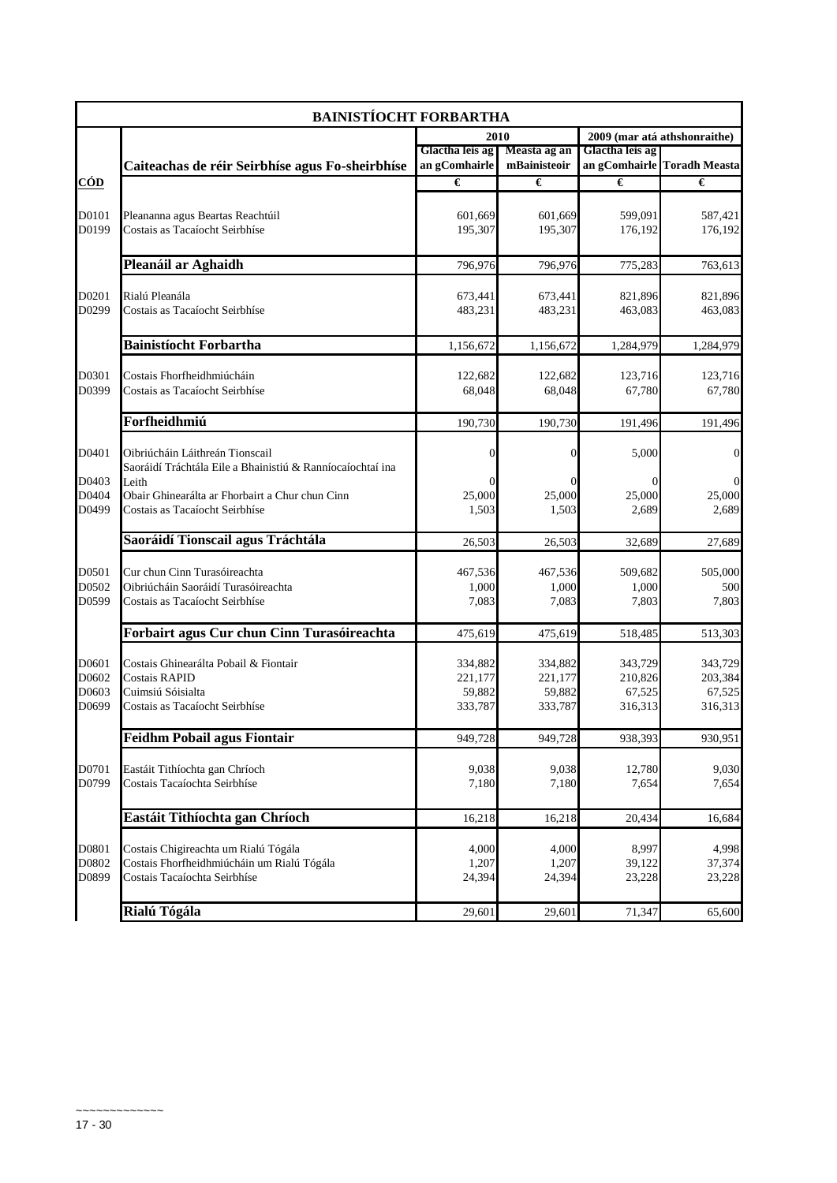## BAINISTÍOCHT FORBARTHA

| CÓD | Caiteachas de réir Seirbhíse agus Fo-sheirbhíse | 2010 | | 2009 (mar atá athshonraithe) | |
|---|---|---|---|---|---|
| | | Glactha leis ag an gComhairle | Measta ag an mBainisteoir | Glactha leis ag an gComhairle | Toradh Measta |
| | | € | € | € | € |
| D0101 | Pleananna agus Beartas Reachtúil | 601,669 | 601,669 | 599,091 | 587,421 |
| D0199 | Costais as Tacaíocht Seirbhíse | 195,307 | 195,307 | 176,192 | 176,192 |
| | **Pleanáil ar Aghaidh** | 796,976 | 796,976 | 775,283 | 763,613 |
| D0201 | Rialú Pleanála | 673,441 | 673,441 | 821,896 | 821,896 |
| D0299 | Costais as Tacaíocht Seirbhíse | 483,231 | 483,231 | 463,083 | 463,083 |
| | **Bainistíocht Forbartha** | 1,156,672 | 1,156,672 | 1,284,979 | 1,284,979 |
| D0301 | Costais Fhorfheidhmiúcháin | 122,682 | 122,682 | 123,716 | 123,716 |
| D0399 | Costais as Tacaíocht Seirbhíse | 68,048 | 68,048 | 67,780 | 67,780 |
| | **Forfheidhmiú** | 190,730 | 190,730 | 191,496 | 191,496 |
| D0401 | Oibriúcháin Láithreán Tionscail | 0 | 0 | 5,000 | 0 |
| D0403 | Saoráidí Tráchtála Eile a Bhainistiú & Ranníocaíochtaí ina Leith | 0 | 0 | 0 | 0 |
| D0404 | Obair Ghinearálta ar Fhorbairt a Chur chun Cinn | 25,000 | 25,000 | 25,000 | 25,000 |
| D0499 | Costais as Tacaíocht Seirbhíse | 1,503 | 1,503 | 2,689 | 2,689 |
| | **Saoráidí Tionscail agus Tráchtála** | 26,503 | 26,503 | 32,689 | 27,689 |
| D0501 | Cur chun Cinn Turasóireachta | 467,536 | 467,536 | 509,682 | 505,000 |
| D0502 | Oibriúcháin Saoráidí Turasóireachta | 1,000 | 1,000 | 1,000 | 500 |
| D0599 | Costais as Tacaíocht Seirbhíse | 7,083 | 7,083 | 7,803 | 7,803 |
| | **Forbairt agus Cur chun Cinn Turasóireachta** | 475,619 | 475,619 | 518,485 | 513,303 |
| D0601 | Costais Ghinearálta Pobail & Fiontair | 334,882 | 334,882 | 343,729 | 343,729 |
| D0602 | Costais RAPID | 221,177 | 221,177 | 210,826 | 203,384 |
| D0603 | Cuimsiú Sóisialta | 59,882 | 59,882 | 67,525 | 67,525 |
| D0699 | Costais as Tacaíocht Seirbhíse | 333,787 | 333,787 | 316,313 | 316,313 |
| | **Feidhm Pobail agus Fiontair** | 949,728 | 949,728 | 938,393 | 930,951 |
| D0701 | Eastáit Tithíochta gan Chríoch | 9,038 | 9,038 | 12,780 | 9,030 |
| D0799 | Costais Tacaíochta Seirbhíse | 7,180 | 7,180 | 7,654 | 7,654 |
| | **Eastáit Tithíochta gan Chríoch** | 16,218 | 16,218 | 20,434 | 16,684 |
| D0801 | Costais Chigireachta um Rialú Tógála | 4,000 | 4,000 | 8,997 | 4,998 |
| D0802 | Costais Fhorfheidhmiúcháin um Rialú Tógála | 1,207 | 1,207 | 39,122 | 37,374 |
| D0899 | Costais Tacaíochta Seirbhíse | 24,394 | 24,394 | 23,228 | 23,228 |
| | **Rialú Tógála** | 29,601 | 29,601 | 71,347 | 65,600 |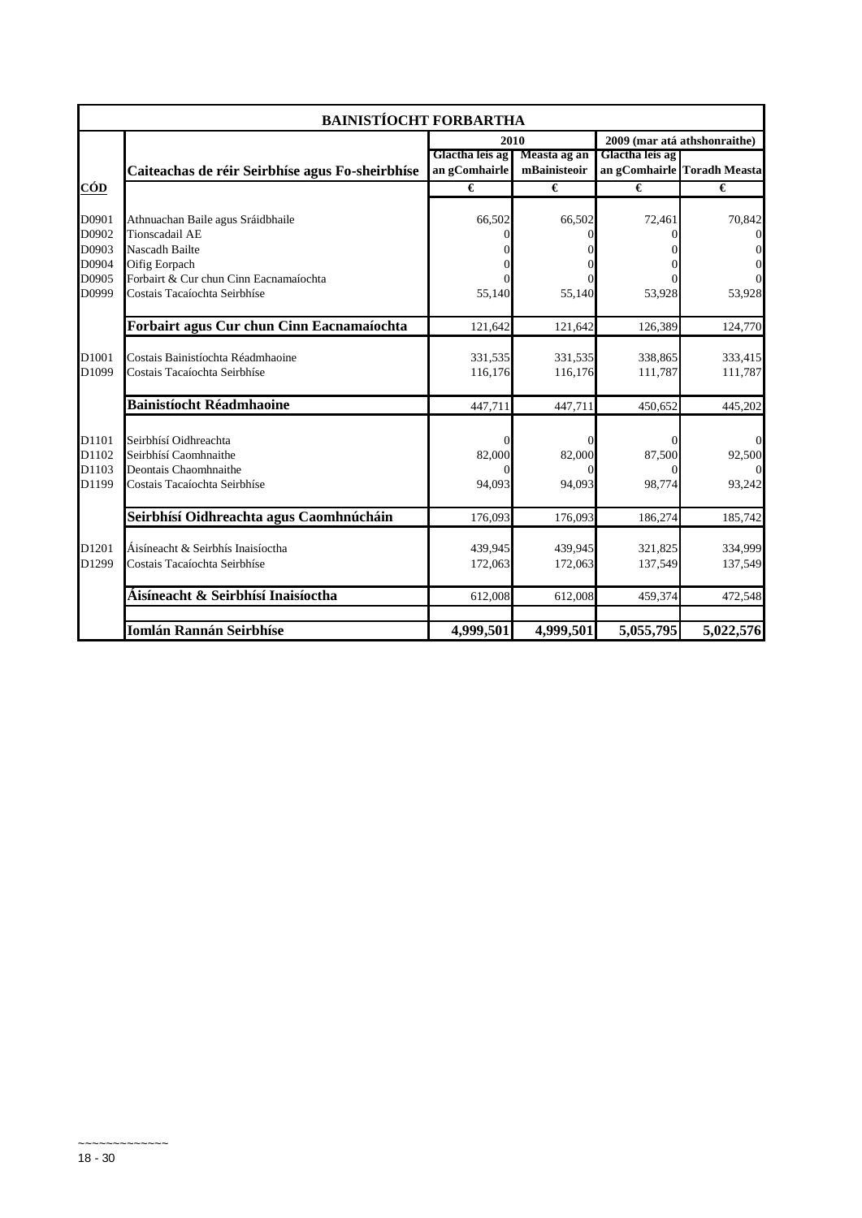| BAINISTÍOCHT FORBARTHA | | | | | |
|---|---|---|---|---|---|
| | | 2010 | | 2009 (mar atá athshonraithe) | |
| | Caiteachas de réir Seirbhíse agus Fo-sheirbhíse | Glactha leis ag an gComhairle | Measta ag an mBainisteoir | Glactha leis ag an gComhairle | Toradh Measta |
| **CÓD** | | € | € | € | € |
| D0901 | Athnuachan Baile agus Sráidbhaile | 66,502 | 66,502 | 72,461 | 70,842 |
| D0902 | Tionscadail AE | 0 | 0 | 0 | 0 |
| D0903 | Nascadh Bailte | 0 | 0 | 0 | 0 |
| D0904 | Oifig Eorpach | 0 | 0 | 0 | 0 |
| D0905 | Forbairt & Cur chun Cinn Eacnamaíochta | 0 | 0 | 0 | 0 |
| D0999 | Costais Tacaíochta Seirbhíse | 55,140 | 55,140 | 53,928 | 53,928 |
| | **Forbairt agus Cur chun Cinn Eacnamaíochta** | 121,642 | 121,642 | 126,389 | 124,770 |
| D1001 | Costais Bainistíochta Réadmhaoine | 331,535 | 331,535 | 338,865 | 333,415 |
| D1099 | Costais Tacaíochta Seirbhíse | 116,176 | 116,176 | 111,787 | 111,787 |
| | **Bainistíocht Réadmhaoine** | 447,711 | 447,711 | 450,652 | 445,202 |
| D1101 | Seirbhísí Oidhreachta | 0 | 0 | 0 | 0 |
| D1102 | Seirbhísí Caomhnaithe | 82,000 | 82,000 | 87,500 | 92,500 |
| D1103 | Deontais Chaomhnaithe | 0 | 0 | 0 | 0 |
| D1199 | Costais Tacaíochta Seirbhíse | 94,093 | 94,093 | 98,774 | 93,242 |
| | **Seirbhísí Oidhreachta agus Caomhnúcháin** | 176,093 | 176,093 | 186,274 | 185,742 |
| D1201 | Áisíneacht & Seirbhís Inaisíoctha | 439,945 | 439,945 | 321,825 | 334,999 |
| D1299 | Costais Tacaíochta Seirbhíse | 172,063 | 172,063 | 137,549 | 137,549 |
| | **Áisíneacht & Seirbhísí Inaisíoctha** | 612,008 | 612,008 | 459,374 | 472,548 |
| | **Iomlán Rannán Seirbhíse** | **4,999,501** | **4,999,501** | **5,055,795** | **5,022,576** |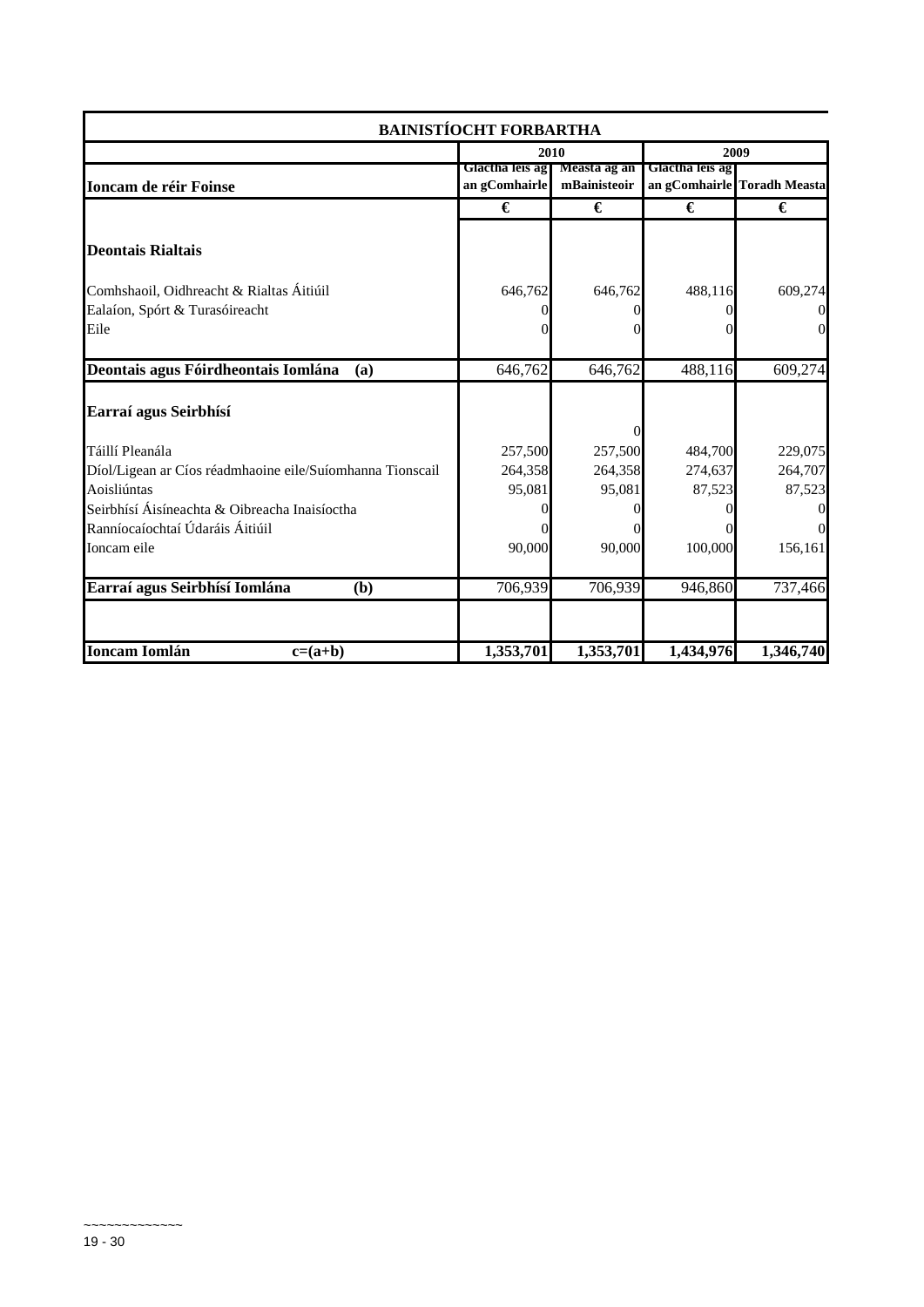| BAINISTÍOCHT FORBARTHA | | | | |
|---|---|---|---|---|
| | 2010 | | 2009 | |
| Ioncam de réir Foinse | Glactha leis ag an gComhairle | Measta ag an mBainisteoir | Glactha leis ag an gComhairle | Toradh Measta |
| | € | € | € | € |
| **Deontais Rialtais** | | | | |
| Comhshaoil, Oidhreacht & Rialtas Áitiúil | 646,762 | 646,762 | 488,116 | 609,274 |
| Ealaíon, Spórt & Turasóireacht | 0 | 0 | 0 | 0 |
| Eile | 0 | 0 | 0 | 0 |
| **Deontais agus Fóirdheontais Iomlána (a)** | 646,762 | 646,762 | 488,116 | 609,274 |
| **Earraí agus Seirbhísí** | | 0 | | |
| Táillí Pleanála | 257,500 | 257,500 | 484,700 | 229,075 |
| Díol/Ligean ar Cíos réadmhaoine eile/Suíomhanna Tionscail | 264,358 | 264,358 | 274,637 | 264,707 |
| Aoisliúntas | 95,081 | 95,081 | 87,523 | 87,523 |
| Seirbhísí Áisíneachta & Oibreacha Inaisíoctha | 0 | 0 | 0 | 0 |
| Ranníocaíochtaí Údaráis Áitiúil | 0 | 0 | 0 | 0 |
| Ioncam eile | 90,000 | 90,000 | 100,000 | 156,161 |
| **Earraí agus Seirbhísí Iomlána (b)** | 706,939 | 706,939 | 946,860 | 737,466 |
| **Ioncam Iomlán c=(a+b)** | **1,353,701** | **1,353,701** | **1,434,976** | **1,346,740** |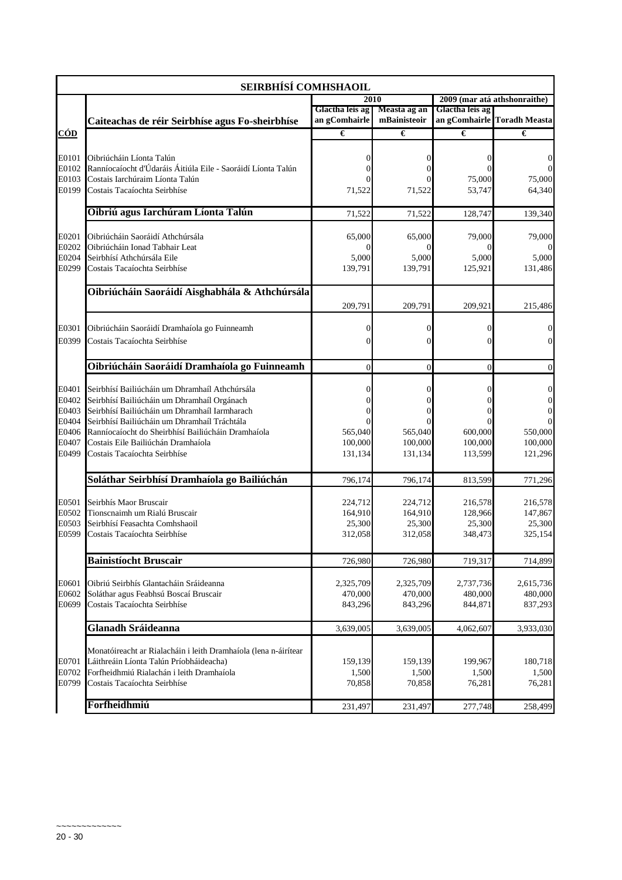| SEIRBHÍSÍ COMHSHAOIL | | | | | |
|---|---|---|---|---|---|
| | | 2010 | | 2009 (mar atá athshonraithe) | |
| | Caiteachas de réir Seirbhíse agus Fo-sheirbhíse | Glactha leis ag an gComhairle | Measta ag an mBainisteoir | Glactha leis ag an gComhairle | Toradh Measta |
| **CÓD** | | € | € | € | € |
| E0101 | Oibriúcháin Líonta Talún | 0 | 0 | 0 | 0 |
| E0102 | Ranníocaíocht d'Údaráis Áitiúla Eile - Saoráidí Líonta Talún | 0 | 0 | 0 | 0 |
| E0103 | Costais Iarchúraim Líonta Talún | 0 | 0 | 75,000 | 75,000 |
| E0199 | Costais Tacaíochta Seirbhíse | 71,522 | 71,522 | 53,747 | 64,340 |
| | **Oibriú agus Iarchúram Líonta Talún** | 71,522 | 71,522 | 128,747 | 139,340 |
| E0201 | Oibriúcháin Saoráidí Athchúrsála | 65,000 | 65,000 | 79,000 | 79,000 |
| E0202 | Oibriúcháin Ionad Tabhair Leat | 0 | 0 | 0 | 0 |
| E0204 | Seirbhísí Athchúrsála Eile | 5,000 | 5,000 | 5,000 | 5,000 |
| E0299 | Costais Tacaíochta Seirbhíse | 139,791 | 139,791 | 125,921 | 131,486 |
| | **Oibriúcháin Saoráidí Aisghabhála & Athchúrsála** | 209,791 | 209,791 | 209,921 | 215,486 |
| E0301 | Oibriúcháin Saoráidí Dramhaíola go Fuinneamh | 0 | 0 | 0 | 0 |
| E0399 | Costais Tacaíochta Seirbhíse | 0 | 0 | 0 | 0 |
| | **Oibriúcháin Saoráidí Dramhaíola go Fuinneamh** | 0 | 0 | 0 | 0 |
| E0401 | Seirbhísí Bailiúcháin um Dhramhaíl Athchúrsála | 0 | 0 | 0 | 0 |
| E0402 | Seirbhísí Bailiúcháin um Dhramhaíl Orgánach | 0 | 0 | 0 | 0 |
| E0403 | Seirbhísí Bailiúcháin um Dhramhaíl Iarmharach | 0 | 0 | 0 | 0 |
| E0404 | Seirbhísí Bailiúcháin um Dhramhaíl Tráchtála | 0 | 0 | 0 | 0 |
| E0406 | Ranníocaíocht do Sheirbhísí Bailiúcháin Dramhaíola | 565,040 | 565,040 | 600,000 | 550,000 |
| E0407 | Costais Eile Bailiúchán Dramhaíola | 100,000 | 100,000 | 100,000 | 100,000 |
| E0499 | Costais Tacaíochta Seirbhíse | 131,134 | 131,134 | 113,599 | 121,296 |
| | **Soláthar Seirbhísí Dramhaíola go Bailiúchán** | 796,174 | 796,174 | 813,599 | 771,296 |
| E0501 | Seirbhís Maor Bruscair | 224,712 | 224,712 | 216,578 | 216,578 |
| E0502 | Tionscnaimh um Rialú Bruscair | 164,910 | 164,910 | 128,966 | 147,867 |
| E0503 | Seirbhísí Feasachta Comhshaoil | 25,300 | 25,300 | 25,300 | 25,300 |
| E0599 | Costais Tacaíochta Seirbhíse | 312,058 | 312,058 | 348,473 | 325,154 |
| | **Bainistíocht Bruscair** | 726,980 | 726,980 | 719,317 | 714,899 |
| E0601 | Oibriú Seirbhís Glantacháin Sráideanna | 2,325,709 | 2,325,709 | 2,737,736 | 2,615,736 |
| E0602 | Soláthar agus Feabhsú Boscaí Bruscair | 470,000 | 470,000 | 480,000 | 480,000 |
| E0699 | Costais Tacaíochta Seirbhíse | 843,296 | 843,296 | 844,871 | 837,293 |
| | **Glanadh Sráideanna** | 3,639,005 | 3,639,005 | 4,062,607 | 3,933,030 |
| E0701 | Monatóireacht ar Rialacháin i leith Dramhaíola (lena n-áirítear Láithreáin Líonta Talún Príobháideacha) | 159,139 | 159,139 | 199,967 | 180,718 |
| E0702 | Forfheidhmiú Rialachán i leith Dramhaíola | 1,500 | 1,500 | 1,500 | 1,500 |
| E0799 | Costais Tacaíochta Seirbhíse | 70,858 | 70,858 | 76,281 | 76,281 |
| | **Forfheidhmiú** | 231,497 | 231,497 | 277,748 | 258,499 |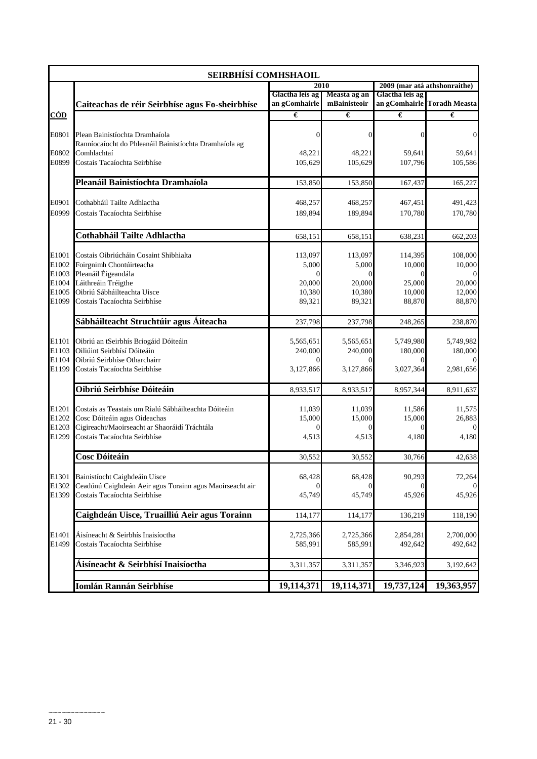| | **SEIRBHÍSÍ COMHSHAOIL** | | | | |
|---|---|---|---|---|---|
| | | **2010** | | **2009 (mar atá athshonraithe)** | |
| | **Caiteachas de réir Seirbhíse agus Fo-sheirbhíse** | **Glactha leis ag an gComhairle** | **Measta ag an mBainisteoir** | **Glactha leis ag an gComhairle** | **Toradh Measta** |
| **CÓD** | | **€** | **€** | **€** | **€** |
| E0801 | Plean Bainistíochta Dramhaíola | 0 | 0 | 0 | 0 |
| E0802 | Ranníocaíocht do Phleanáil Bainistíochta Dramhaíola ag Comhlachtaí | 48,221 | 48,221 | 59,641 | 59,641 |
| E0899 | Costais Tacaíochta Seirbhíse | 105,629 | 105,629 | 107,796 | 105,586 |
| | **Pleanáil Bainistíochta Dramhaíola** | 153,850 | 153,850 | 167,437 | 165,227 |
| E0901 | Cothabháil Tailte Adhlactha | 468,257 | 468,257 | 467,451 | 491,423 |
| E0999 | Costais Tacaíochta Seirbhíse | 189,894 | 189,894 | 170,780 | 170,780 |
| | **Cothabháil Tailte Adhlactha** | 658,151 | 658,151 | 638,231 | 662,203 |
| E1001 | Costais Oibriúcháin Cosaint Shibhialta | 113,097 | 113,097 | 114,395 | 108,000 |
| E1002 | Foirgnimh Chontúirteacha | 5,000 | 5,000 | 10,000 | 10,000 |
| E1003 | Pleanáil Éigeandála | 0 | 0 | 0 | 0 |
| E1004 | Láithreáin Tréigthe | 20,000 | 20,000 | 25,000 | 20,000 |
| E1005 | Oibriú Sábháilteachta Uisce | 10,380 | 10,380 | 10,000 | 12,000 |
| E1099 | Costais Tacaíochta Seirbhíse | 89,321 | 89,321 | 88,870 | 88,870 |
| | **Sábháilteacht Struchtúir agus Áiteacha** | 237,798 | 237,798 | 248,265 | 238,870 |
| E1101 | Oibriú an tSeirbhís Briogáid Dóiteáin | 5,565,651 | 5,565,651 | 5,749,980 | 5,749,982 |
| E1103 | Oiliúint Seirbhísí Dóiteáin | 240,000 | 240,000 | 180,000 | 180,000 |
| E1104 | Oibriú Seirbhíse Otharchairr | 0 | 0 | 0 | 0 |
| E1199 | Costais Tacaíochta Seirbhíse | 3,127,866 | 3,127,866 | 3,027,364 | 2,981,656 |
| | **Oibriú Seirbhíse Dóiteáin** | 8,933,517 | 8,933,517 | 8,957,344 | 8,911,637 |
| E1201 | Costais as Teastais um Rialú Sábháilteachta Dóiteáin | 11,039 | 11,039 | 11,586 | 11,575 |
| E1202 | Cosc Dóiteáin agus Oideachas | 15,000 | 15,000 | 15,000 | 26,883 |
| E1203 | Cigireacht/Maoirseacht ar Shaoráidí Tráchtála | 0 | 0 | 0 | 0 |
| E1299 | Costais Tacaíochta Seirbhíse | 4,513 | 4,513 | 4,180 | 4,180 |
| | **Cosc Dóiteáin** | 30,552 | 30,552 | 30,766 | 42,638 |
| E1301 | Bainistíocht Caighdeáin Uisce | 68,428 | 68,428 | 90,293 | 72,264 |
| E1302 | Ceadúnú Caighdeán Aeir agus Torainn agus Maoirseacht air | 0 | 0 | 0 | 0 |
| E1399 | Costais Tacaíochta Seirbhíse | 45,749 | 45,749 | 45,926 | 45,926 |
| | **Caighdeán Uisce, Truailliú Aeir agus Torainn** | 114,177 | 114,177 | 136,219 | 118,190 |
| E1401 | Áisíneacht & Seirbhís Inaisíoctha | 2,725,366 | 2,725,366 | 2,854,281 | 2,700,000 |
| E1499 | Costais Tacaíochta Seirbhíse | 585,991 | 585,991 | 492,642 | 492,642 |
| | **Áisíneacht & Seirbhísí Inaisíoctha** | 3,311,357 | 3,311,357 | 3,346,923 | 3,192,642 |
| | **Iomlán Rannán Seirbhíse** | **19,114,371** | **19,114,371** | **19,737,124** | **19,363,957** |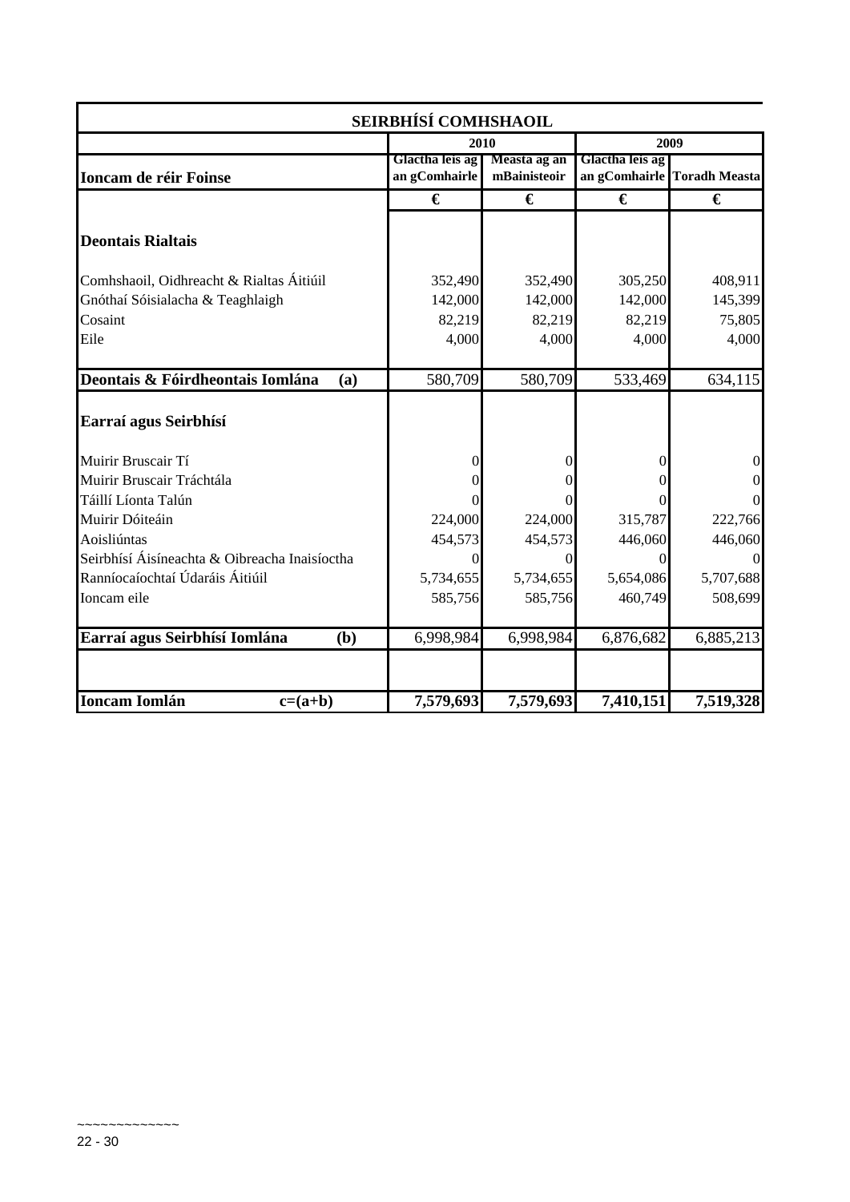| SEIRBHÍSÍ COMHSHAOIL | | | | |
|---|---|---|---|---|
| | 2010 | | 2009 | |
| Ioncam de réir Foinse | Glactha leis ag an gComhairle | Measta ag an mBainisteoir | Glactha leis ag an gComhairle | Toradh Measta |
| | € | € | € | € |
| **Deontais Rialtais** | | | | |
| Comhshaoil, Oidhreacht & Rialtas Áitiúil | 352,490 | 352,490 | 305,250 | 408,911 |
| Gnóthaí Sóisialacha & Teaghlaigh | 142,000 | 142,000 | 142,000 | 145,399 |
| Cosaint | 82,219 | 82,219 | 82,219 | 75,805 |
| Eile | 4,000 | 4,000 | 4,000 | 4,000 |
| **Deontais & Fóirdheontais Iomlána (a)** | 580,709 | 580,709 | 533,469 | 634,115 |
| **Earraí agus Seirbhísí** | | | | |
| Muirir Bruscair Tí | 0 | 0 | 0 | 0 |
| Muirir Bruscair Tráchtála | 0 | 0 | 0 | 0 |
| Táillí Líonta Talún | 0 | 0 | 0 | 0 |
| Muirir Dóiteáin | 224,000 | 224,000 | 315,787 | 222,766 |
| Aoisliúntas | 454,573 | 454,573 | 446,060 | 446,060 |
| Seirbhísí Áisíneachta & Oibreacha Inaisíoctha | 0 | 0 | 0 | 0 |
| Ranníocaíochtaí Údaráis Áitiúil | 5,734,655 | 5,734,655 | 5,654,086 | 5,707,688 |
| Ioncam eile | 585,756 | 585,756 | 460,749 | 508,699 |
| **Earraí agus Seirbhísí Iomlána (b)** | 6,998,984 | 6,998,984 | 6,876,682 | 6,885,213 |
| **Ioncam Iomlán c=(a+b)** | **7,579,693** | **7,579,693** | **7,410,151** | **7,519,328** |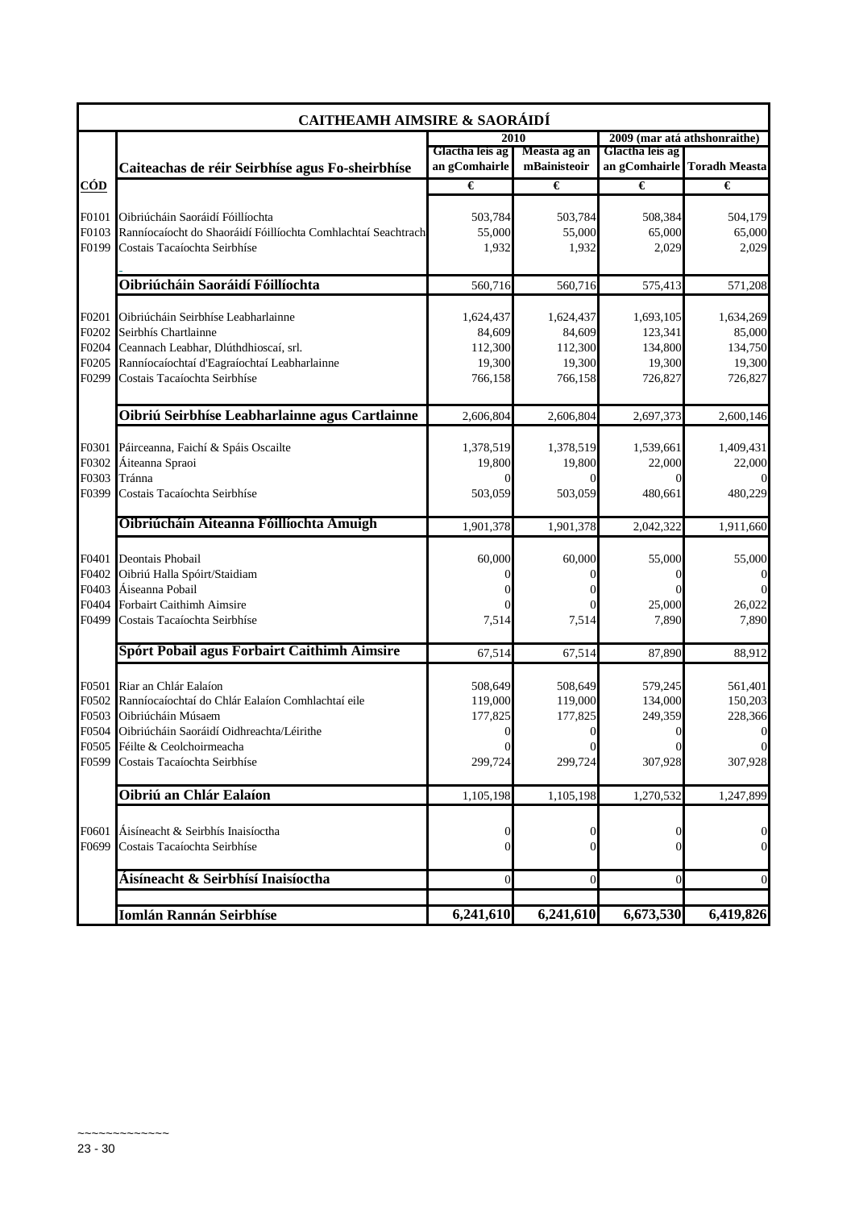## CAITHEAMH AIMSIRE & SAORÁIDÍ

| CÓD | Caiteachas de réir Seirbhíse agus Fo-sheirbhíse | 2010 | | 2009 (mar atá athshonraithe) | |
|---|---|---|---|---|---|
| | | Glactha leis ag an gComhairle | Measta ag an mBainisteoir | Glactha leis ag an gComhairle | Toradh Measta |
| | | € | € | € | € |
| F0101 | Oibriúcháin Saoráidí Fóillíochta | 503,784 | 503,784 | 508,384 | 504,179 |
| F0103 | Ranníocaíocht do Shaoráidí Fóillíochta Comhlachtaí Seachtrach | 55,000 | 55,000 | 65,000 | 65,000 |
| F0199 | Costais Tacaíochta Seirbhíse | 1,932 | 1,932 | 2,029 | 2,029 |
| | **Oibriúcháin Saoráidí Fóillíochta** | 560,716 | 560,716 | 575,413 | 571,208 |
| F0201 | Oibriúcháin Seirbhíse Leabharlainne | 1,624,437 | 1,624,437 | 1,693,105 | 1,634,269 |
| F0202 | Seirbhís Chartlainne | 84,609 | 84,609 | 123,341 | 85,000 |
| F0204 | Ceannach Leabhar, Dlúthdhioscaí, srl. | 112,300 | 112,300 | 134,800 | 134,750 |
| F0205 | Ranníocaíochtaí d'Eagraíochtaí Leabharlainne | 19,300 | 19,300 | 19,300 | 19,300 |
| F0299 | Costais Tacaíochta Seirbhíse | 766,158 | 766,158 | 726,827 | 726,827 |
| | **Oibriú Seirbhíse Leabharlainne agus Cartlainne** | 2,606,804 | 2,606,804 | 2,697,373 | 2,600,146 |
| F0301 | Páirceanna, Faichí & Spáis Oscailte | 1,378,519 | 1,378,519 | 1,539,661 | 1,409,431 |
| F0302 | Áiteanna Spraoi | 19,800 | 19,800 | 22,000 | 22,000 |
| F0303 | Tránna | 0 | 0 | 0 | 0 |
| F0399 | Costais Tacaíochta Seirbhíse | 503,059 | 503,059 | 480,661 | 480,229 |
| | **Oibriúcháin Áiteanna Fóillíochta Amuigh** | 1,901,378 | 1,901,378 | 2,042,322 | 1,911,660 |
| F0401 | Deontais Phobail | 60,000 | 60,000 | 55,000 | 55,000 |
| F0402 | Oibriú Halla Spóirt/Staidiam | 0 | 0 | 0 | 0 |
| F0403 | Áiseanna Pobail | 0 | 0 | 0 | 0 |
| F0404 | Forbairt Caithimh Aimsire | 0 | 0 | 25,000 | 26,022 |
| F0499 | Costais Tacaíochta Seirbhíse | 7,514 | 7,514 | 7,890 | 7,890 |
| | **Spórt Pobail agus Forbairt Caithimh Aimsire** | 67,514 | 67,514 | 87,890 | 88,912 |
| F0501 | Riar an Chlár Ealaíon | 508,649 | 508,649 | 579,245 | 561,401 |
| F0502 | Ranníocaíochtaí do Chlár Ealaíon Comhlachtaí eile | 119,000 | 119,000 | 134,000 | 150,203 |
| F0503 | Oibriúcháin Músaem | 177,825 | 177,825 | 249,359 | 228,366 |
| F0504 | Oibriúcháin Saoráidí Oidhreachta/Léirithe | 0 | 0 | 0 | 0 |
| F0505 | Féilte & Ceolchoirmeacha | 0 | 0 | 0 | 0 |
| F0599 | Costais Tacaíochta Seirbhíse | 299,724 | 299,724 | 307,928 | 307,928 |
| | **Oibriú an Chlár Ealaíon** | 1,105,198 | 1,105,198 | 1,270,532 | 1,247,899 |
| F0601 | Áisíneacht & Seirbhís Inaisíoctha | 0 | 0 | 0 | 0 |
| F0699 | Costais Tacaíochta Seirbhíse | 0 | 0 | 0 | 0 |
| | **Áisíneacht & Seirbhísí Inaisíoctha** | 0 | 0 | 0 | 0 |
| | **Iomlán Rannán Seirbhíse** | **6,241,610** | **6,241,610** | **6,673,530** | **6,419,826** |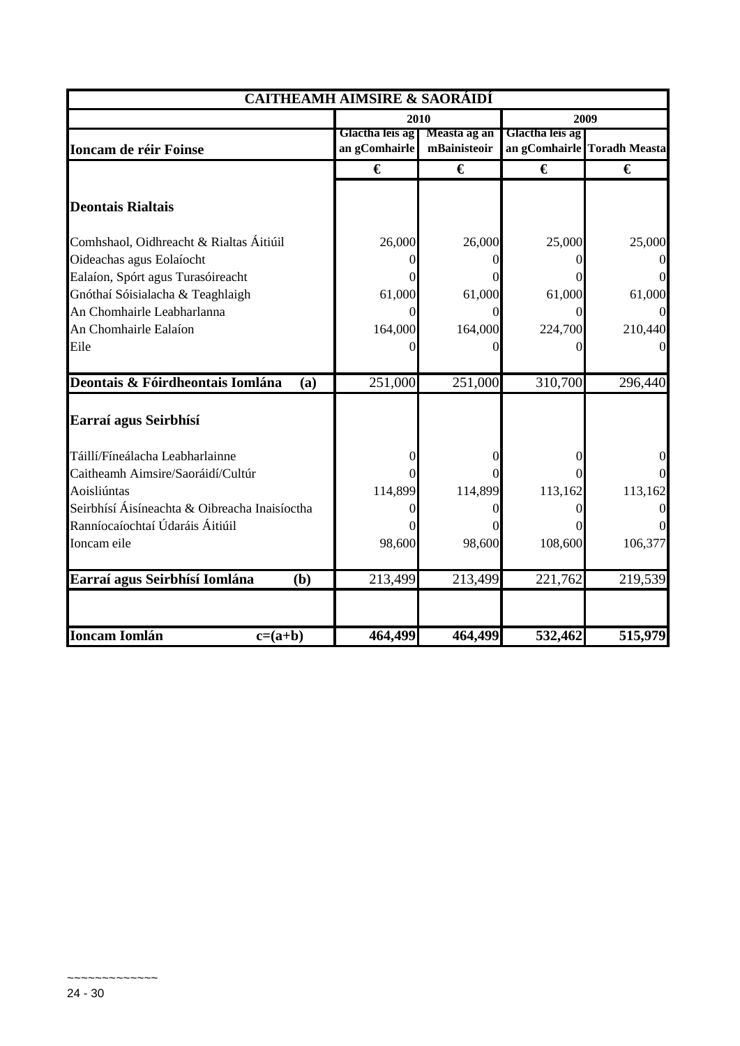| CAITHEAMH AIMSIRE & SAORÁIDÍ | | | | |
|---|---|---|---|---|
| | 2010 | | 2009 | |
| **Ioncam de réir Foinse** | Glactha leis ag an gComhairle | Measta ag an mBainisteoir | Glactha leis ag an gComhairle | Toradh Measta |
| | € | € | € | € |
| **Deontais Rialtais** | | | | |
| Comhshaol, Oidhreacht & Rialtas Áitiúil | 26,000 | 26,000 | 25,000 | 25,000 |
| Oideachas agus Eolaíocht | 0 | 0 | 0 | 0 |
| Ealaíon, Spórt agus Turasóireacht | 0 | 0 | 0 | 0 |
| Gnóthaí Sóisialacha & Teaghlaigh | 61,000 | 61,000 | 61,000 | 61,000 |
| An Chomhairle Leabharlanna | 0 | 0 | 0 | 0 |
| An Chomhairle Ealaíon | 164,000 | 164,000 | 224,700 | 210,440 |
| Eile | 0 | 0 | 0 | 0 |
| **Deontais & Fóirdheontais Iomlána (a)** | 251,000 | 251,000 | 310,700 | 296,440 |
| **Earraí agus Seirbhísí** | | | | |
| Táillí/Fíneálacha Leabharlainne | 0 | 0 | 0 | 0 |
| Caitheamh Aimsire/Saoráidí/Cultúr | 0 | 0 | 0 | 0 |
| Aoisliúntas | 114,899 | 114,899 | 113,162 | 113,162 |
| Seirbhísí Áisíneachta & Oibreacha Inaisíoctha | 0 | 0 | 0 | 0 |
| Ranníocaíochtaí Údaráis Áitiúil | 0 | 0 | 0 | 0 |
| Ioncam eile | 98,600 | 98,600 | 108,600 | 106,377 |
| **Earraí agus Seirbhísí Iomlána (b)** | 213,499 | 213,499 | 221,762 | 219,539 |
| **Ioncam Iomlán c=(a+b)** | **464,499** | **464,499** | **532,462** | **515,979** |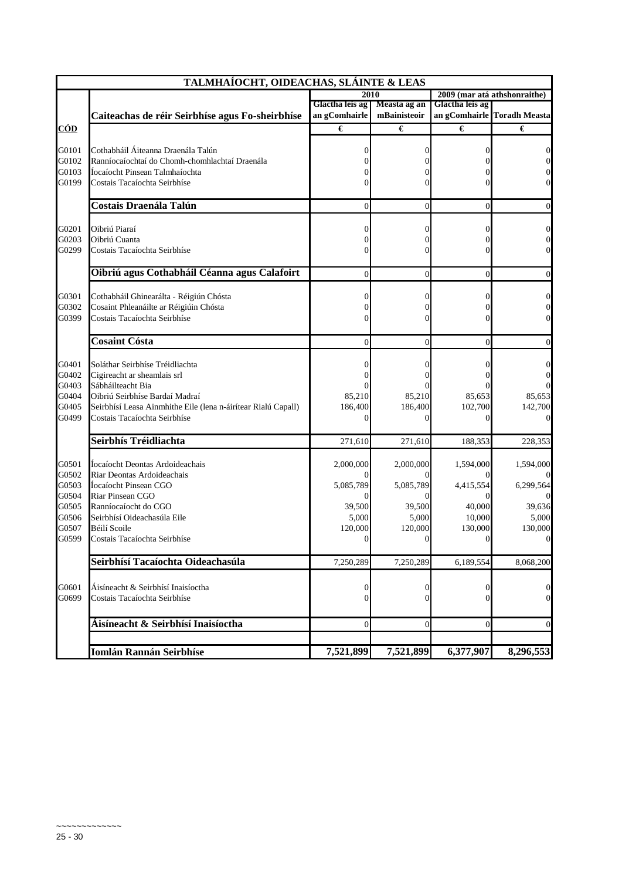| TALMHAÍOCHT, OIDEACHAS, SLÁINTE & LEAS | | | | | |
|---|---|---|---|---|---|
| | | 2010 | | 2009 (mar atá athshonraithe) | |
| | Caiteachas de réir Seirbhíse agus Fo-sheirbhíse | Glactha leis ag an gComhairle | Measta ag an mBainisteoir | Glactha leis ag an gComhairle | Toradh Measta |
| **CÓD** | | € | € | € | € |
| G0101 | Cothabháil Áiteanna Draenála Talún | 0 | 0 | 0 | 0 |
| G0102 | Ranníocaíochtaí do Chomh-chomhlachtaí Draenála | 0 | 0 | 0 | 0 |
| G0103 | Íocaíocht Pinsean Talmhaíochta | 0 | 0 | 0 | 0 |
| G0199 | Costais Tacaíochta Seirbhíse | 0 | 0 | 0 | 0 |
| | **Costais Draenála Talún** | 0 | 0 | 0 | 0 |
| G0201 | Oibriú Piaraí | 0 | 0 | 0 | 0 |
| G0203 | Oibriú Cuanta | 0 | 0 | 0 | 0 |
| G0299 | Costais Tacaíochta Seirbhíse | 0 | 0 | 0 | 0 |
| | **Oibriú agus Cothabháil Céanna agus Calafoirt** | 0 | 0 | 0 | 0 |
| G0301 | Cothabháil Ghinearálta - Réigiún Chósta | 0 | 0 | 0 | 0 |
| G0302 | Cosaint Phleanáilte ar Réigiúin Chósta | 0 | 0 | 0 | 0 |
| G0399 | Costais Tacaíochta Seirbhíse | 0 | 0 | 0 | 0 |
| | **Cosaint Cósta** | 0 | 0 | 0 | 0 |
| G0401 | Soláthar Seirbhíse Tréidliachta | 0 | 0 | 0 | 0 |
| G0402 | Cigireacht ar sheamlais srl | 0 | 0 | 0 | 0 |
| G0403 | Sábháilteacht Bia | 0 | 0 | 0 | 0 |
| G0404 | Oibriú Seirbhíse Bardaí Madraí | 85,210 | 85,210 | 85,653 | 85,653 |
| G0405 | Seirbhísí Leasa Ainmhithe Eile (lena n-áirítear Rialú Capall) | 186,400 | 186,400 | 102,700 | 142,700 |
| G0499 | Costais Tacaíochta Seirbhíse | 0 | 0 | 0 | 0 |
| | **Seirbhís Tréidliachta** | 271,610 | 271,610 | 188,353 | 228,353 |
| G0501 | Íocaíocht Deontas Ardoideachais | 2,000,000 | 2,000,000 | 1,594,000 | 1,594,000 |
| G0502 | Riar Deontas Ardoideachais | 0 | 0 | 0 | 0 |
| G0503 | Íocaíocht Pinsean CGO | 5,085,789 | 5,085,789 | 4,415,554 | 6,299,564 |
| G0504 | Riar Pinsean CGO | 0 | 0 | 0 | 0 |
| G0505 | Ranníocaíocht do CGO | 39,500 | 39,500 | 40,000 | 39,636 |
| G0506 | Seirbhísí Oideachasúla Eile | 5,000 | 5,000 | 10,000 | 5,000 |
| G0507 | Béilí Scoile | 120,000 | 120,000 | 130,000 | 130,000 |
| G0599 | Costais Tacaíochta Seirbhíse | 0 | 0 | 0 | 0 |
| | **Seirbhísí Tacaíochta Oideachasúla** | 7,250,289 | 7,250,289 | 6,189,554 | 8,068,200 |
| G0601 | Áisíneacht & Seirbhísí Inaisíoctha | 0 | 0 | 0 | 0 |
| G0699 | Costais Tacaíochta Seirbhíse | 0 | 0 | 0 | 0 |
| | **Áisíneacht & Seirbhísí Inaisíoctha** | 0 | 0 | 0 | 0 |
| | **Iomlán Rannán Seirbhíse** | **7,521,899** | **7,521,899** | **6,377,907** | **8,296,553** |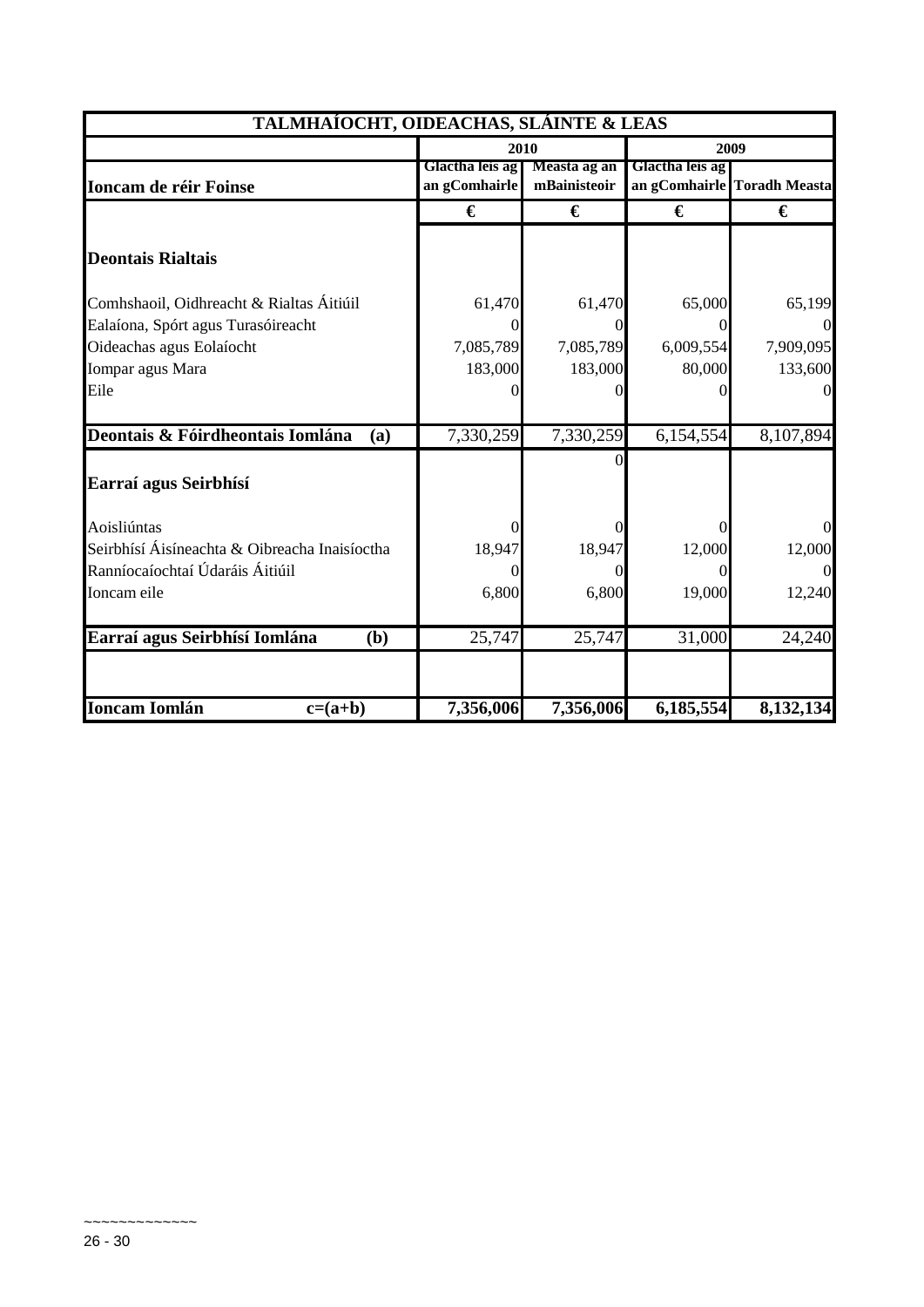| TALMHAÍOCHT, OIDEACHAS, SLÁINTE & LEAS | | | | |
|---|---|---|---|---|
| | 2010 | | 2009 | |
| **Ioncam de réir Foinse** | Glactha leis ag an gComhairle | Measta ag an mBainisteoir | Glactha leis ag an gComhairle | Toradh Measta |
| | € | € | € | € |
| **Deontais Rialtais** | | | | |
| Comhshaoil, Oidhreacht & Rialtas Áitiúil | 61,470 | 61,470 | 65,000 | 65,199 |
| Ealaíona, Spórt agus Turasóireacht | 0 | 0 | 0 | 0 |
| Oideachas agus Eolaíocht | 7,085,789 | 7,085,789 | 6,009,554 | 7,909,095 |
| Iompar agus Mara | 183,000 | 183,000 | 80,000 | 133,600 |
| Eile | 0 | 0 | 0 | 0 |
| **Deontais & Fóirdheontais Iomlána (a)** | 7,330,259 | 7,330,259 | 6,154,554 | 8,107,894 |
| | | 0 | | |
| **Earraí agus Seirbhísí** | | | | |
| Aoisliúntas | 0 | 0 | 0 | 0 |
| Seirbhísí Áisíneachta & Oibreacha Inaisíoctha | 18,947 | 18,947 | 12,000 | 12,000 |
| Ranníocaíochtaí Údaráis Áitiúil | 0 | 0 | 0 | 0 |
| Ioncam eile | 6,800 | 6,800 | 19,000 | 12,240 |
| **Earraí agus Seirbhísí Iomlána (b)** | 25,747 | 25,747 | 31,000 | 24,240 |
| **Ioncam Iomlán c=(a+b)** | **7,356,006** | **7,356,006** | **6,185,554** | **8,132,134** |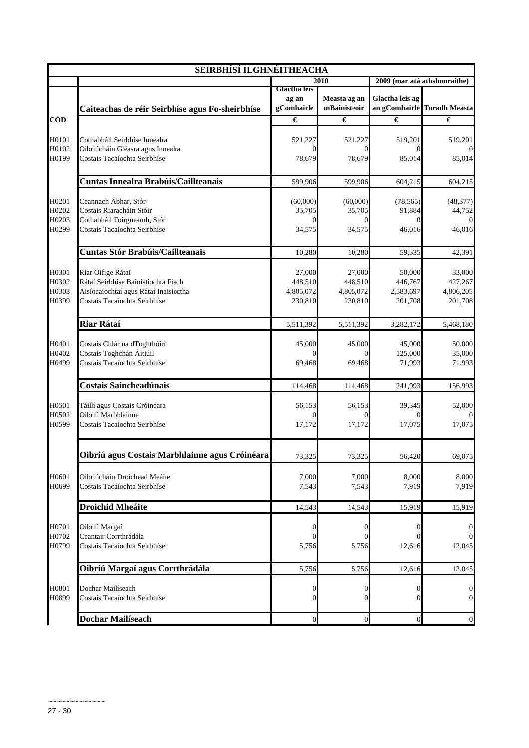| SEIRBHÍSÍ ILGHNÉITHEACHA | | | | | |
|---|---|---|---|---|---|
| | | 2010 | | 2009 (mar atá athshonraithe) | |
| | Caiteachas de réir Seirbhíse agus Fo-sheirbhíse | Glactha leis ag an gComhairle | Measta ag an mBainisteoir | Glactha leis ag an gComhairle | Toradh Measta |
| CÓD | | € | € | € | € |
| H0101 | Cothabháil Seirbhíse Innealra | 521,227 | 521,227 | 519,201 | 519,201 |
| H0102 | Oibriúcháin Gléasra agus Innealra | 0 | 0 | 0 | 0 |
| H0199 | Costais Tacaíochta Seirbhíse | 78,679 | 78,679 | 85,014 | 85,014 |
| | **Cuntas Innealra Brabúis/Caillteanais** | 599,906 | 599,906 | 604,215 | 604,215 |
| H0201 | Ceannach Ábhar, Stór | (60,000) | (60,000) | (78,565) | (48,377) |
| H0202 | Costais Riaracháin Stóir | 35,705 | 35,705 | 91,884 | 44,752 |
| H0203 | Cothabháil Foirgneamh, Stór | 0 | 0 | 0 | 0 |
| H0299 | Costais Tacaíochta Seirbhíse | 34,575 | 34,575 | 46,016 | 46,016 |
| | **Cuntas Stór Brabúis/Caillteanais** | 10,280 | 10,280 | 59,335 | 42,391 |
| H0301 | Riar Oifige Rátaí | 27,000 | 27,000 | 50,000 | 33,000 |
| H0302 | Rátaí Seirbhíse Bainistíochta Fiach | 448,510 | 448,510 | 446,767 | 427,267 |
| H0303 | Aisíocaíochtaí agus Rátaí Inaisíoctha | 4,805,072 | 4,805,072 | 2,583,697 | 4,806,205 |
| H0399 | Costais Tacaíochta Seirbhíse | 230,810 | 230,810 | 201,708 | 201,708 |
| | **Riar Rátaí** | 5,511,392 | 5,511,392 | 3,282,172 | 5,468,180 |
| H0401 | Costais Chlár na dToghthóirí | 45,000 | 45,000 | 45,000 | 50,000 |
| H0402 | Costais Toghchán Áitiúil | 0 | 0 | 125,000 | 35,000 |
| H0499 | Costais Tacaíochta Seirbhíse | 69,468 | 69,468 | 71,993 | 71,993 |
| | **Costais Saincheadúnais** | 114,468 | 114,468 | 241,993 | 156,993 |
| H0501 | Táillí agus Costais Cróinéara | 56,153 | 56,153 | 39,345 | 52,000 |
| H0502 | Oibriú Marbhlainne | 0 | 0 | 0 | 0 |
| H0599 | Costais Tacaíochta Seirbhíse | 17,172 | 17,172 | 17,075 | 17,075 |
| | **Oibriú agus Costais Marbhlainne agus Cróinéara** | 73,325 | 73,325 | 56,420 | 69,075 |
| H0601 | Oibriúcháin Droichead Meáite | 7,000 | 7,000 | 8,000 | 8,000 |
| H0699 | Costais Tacaíochta Seirbhíse | 7,543 | 7,543 | 7,919 | 7,919 |
| | **Droichid Mheáite** | 14,543 | 14,543 | 15,919 | 15,919 |
| H0701 | Oibriú Margaí | 0 | 0 | 0 | 0 |
| H0702 | Ceantair Corrthrádála | 0 | 0 | 0 | 0 |
| H0799 | Costais Tacaíochta Seirbhíse | 5,756 | 5,756 | 12,616 | 12,045 |
| | **Oibriú Margaí agus Corrthrádála** | 5,756 | 5,756 | 12,616 | 12,045 |
| H0801 | Dochar Mailíseach | 0 | 0 | 0 | 0 |
| H0899 | Costais Tacaíochta Seirbhíse | 0 | 0 | 0 | 0 |
| | **Dochar Mailíseach** | 0 | 0 | 0 | 0 |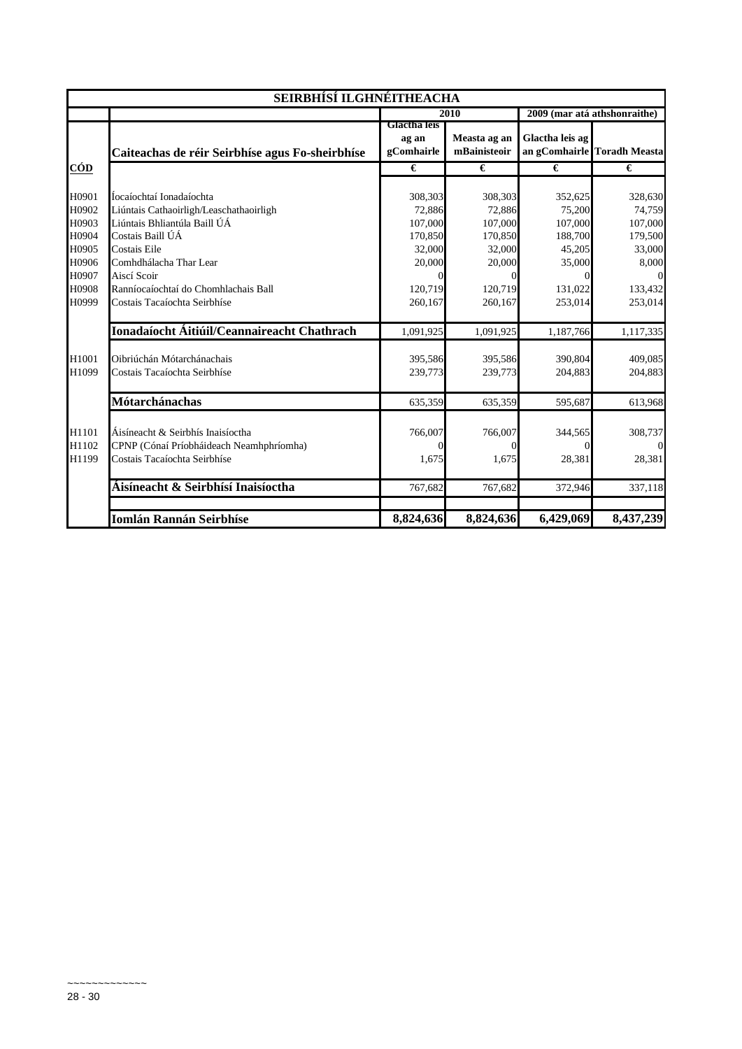| SEIRBHÍSÍ ILGHNÉITHEACHA | | | | | |
|---|---|---|---|---|---|
| | | 2010 | | 2009 (mar atá athshonraithe) | |
| | Caiteachas de réir Seirbhíse agus Fo-sheirbhíse | Glactha leis ag an gComhairle | Measta ag an mBainisteoir | Glactha leis ag an gComhairle | Toradh Measta |
| CÓD | | € | € | € | € |
| H0901 | Íocaíochtaí Ionadaíochta | 308,303 | 308,303 | 352,625 | 328,630 |
| H0902 | Liúntais Cathaoirligh/Leaschathaoirligh | 72,886 | 72,886 | 75,200 | 74,759 |
| H0903 | Liúntais Bhliantúla Baill ÚÁ | 107,000 | 107,000 | 107,000 | 107,000 |
| H0904 | Costais Baill ÚÁ | 170,850 | 170,850 | 188,700 | 179,500 |
| H0905 | Costais Eile | 32,000 | 32,000 | 45,205 | 33,000 |
| H0906 | Comhdhálacha Thar Lear | 20,000 | 20,000 | 35,000 | 8,000 |
| H0907 | Aiscí Scoir | 0 | 0 | 0 | 0 |
| H0908 | Ranníocaíochtaí do Chomhlachais Ball | 120,719 | 120,719 | 131,022 | 133,432 |
| H0999 | Costais Tacaíochta Seirbhíse | 260,167 | 260,167 | 253,014 | 253,014 |
| | **Ionadaíocht Áitiúil/Ceannaireacht Chathrach** | 1,091,925 | 1,091,925 | 1,187,766 | 1,117,335 |
| H1001 | Oibriúchán Mótarchánachais | 395,586 | 395,586 | 390,804 | 409,085 |
| H1099 | Costais Tacaíochta Seirbhíse | 239,773 | 239,773 | 204,883 | 204,883 |
| | **Mótarchánachas** | 635,359 | 635,359 | 595,687 | 613,968 |
| H1101 | Áisíneacht & Seirbhís Inaisíoctha | 766,007 | 766,007 | 344,565 | 308,737 |
| H1102 | CPNP (Cónaí Príobháideach Neamhphríomha) | 0 | 0 | 0 | 0 |
| H1199 | Costais Tacaíochta Seirbhíse | 1,675 | 1,675 | 28,381 | 28,381 |
| | **Áisíneacht & Seirbhísí Inaisíoctha** | 767,682 | 767,682 | 372,946 | 337,118 |
| | **Iomlán Rannán Seirbhíse** | **8,824,636** | **8,824,636** | **6,429,069** | **8,437,239** |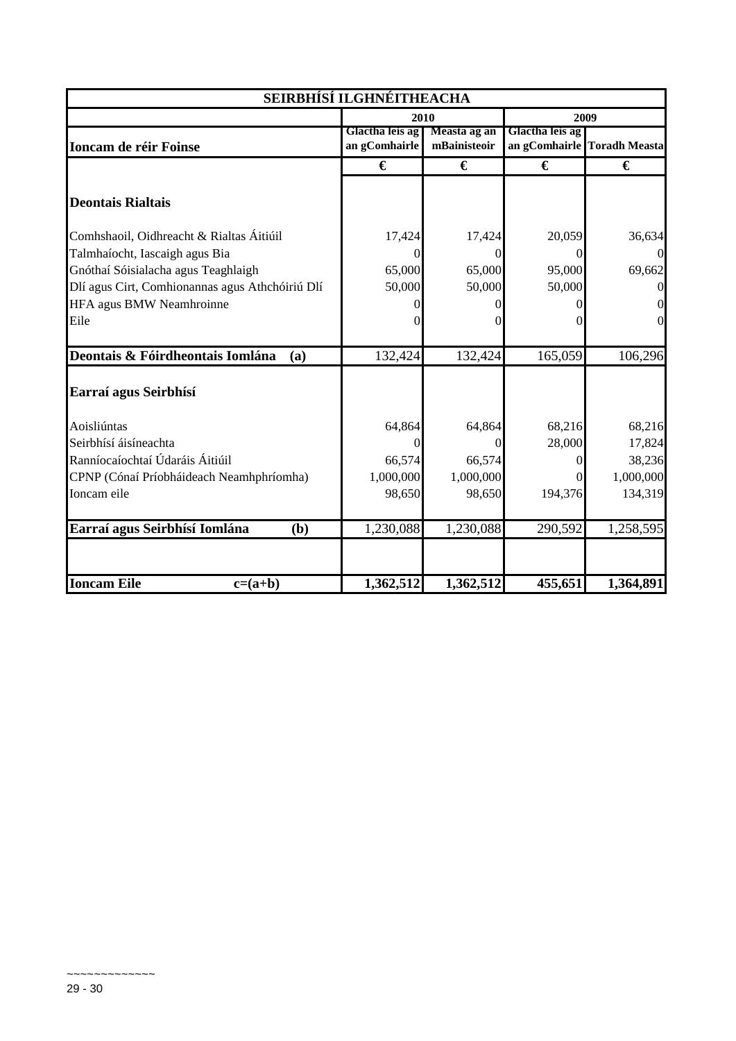| SEIRBHÍSÍ ILGHNÉITHEACHA | | | | |
|---|---|---|---|---|
| | 2010 | | 2009 | |
| **Ioncam de réir Foinse** | Glactha leis ag an gComhairle | Measta ag an mBainisteoir | Glactha leis ag an gComhairle | Toradh Measta |
| | € | € | € | € |
| **Deontais Rialtais** | | | | |
| Comhshaoil, Oidhreacht & Rialtas Áitiúil | 17,424 | 17,424 | 20,059 | 36,634 |
| Talmhaíocht, Iascaigh agus Bia | 0 | 0 | 0 | 0 |
| Gnóthaí Sóisialacha agus Teaghlaigh | 65,000 | 65,000 | 95,000 | 69,662 |
| Dlí agus Cirt, Comhionannas agus Athchóiriú Dlí | 50,000 | 50,000 | 50,000 | 0 |
| HFA agus BMW Neamhroinne | 0 | 0 | 0 | 0 |
| Eile | 0 | 0 | 0 | 0 |
| **Deontais & Fóirdheontais Iomlána (a)** | 132,424 | 132,424 | 165,059 | 106,296 |
| **Earraí agus Seirbhísí** | | | | |
| Aoisliúntas | 64,864 | 64,864 | 68,216 | 68,216 |
| Seirbhísí áisíneachta | 0 | 0 | 28,000 | 17,824 |
| Ranníocaíochtaí Údaráis Áitiúil | 66,574 | 66,574 | 0 | 38,236 |
| CPNP (Cónaí Príobháideach Neamhphríomha) | 1,000,000 | 1,000,000 | 0 | 1,000,000 |
| Ioncam eile | 98,650 | 98,650 | 194,376 | 134,319 |
| **Earraí agus Seirbhísí Iomlána (b)** | 1,230,088 | 1,230,088 | 290,592 | 1,258,595 |
| **Ioncam Eile c=(a+b)** | **1,362,512** | **1,362,512** | **455,651** | **1,364,891** |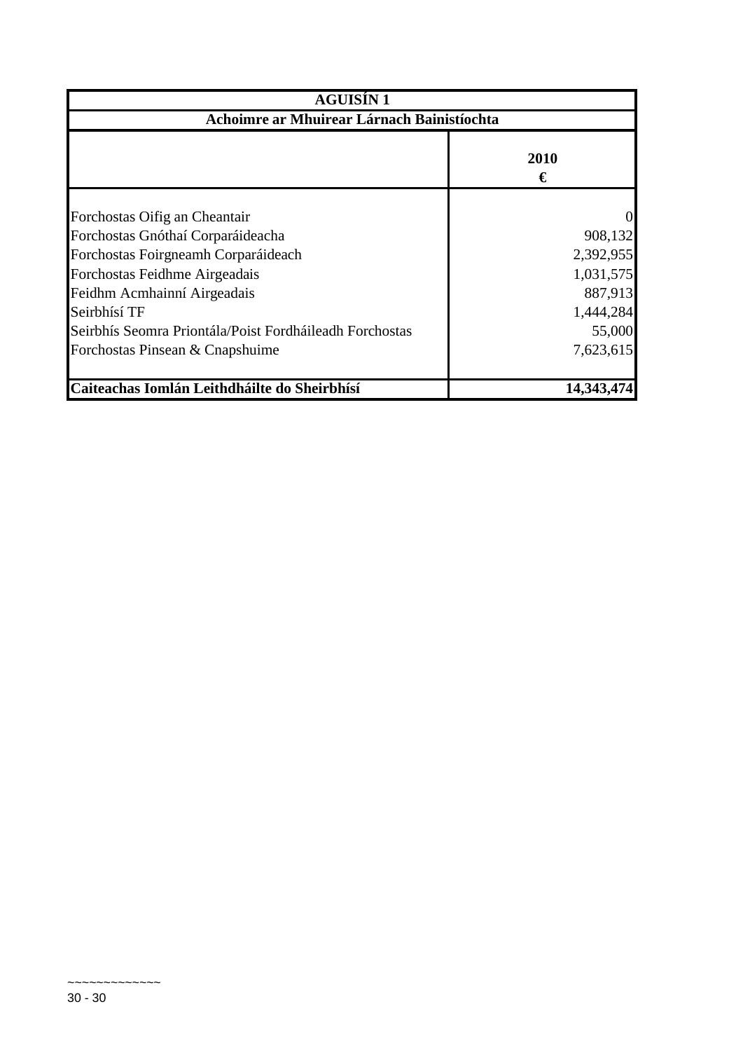| AGUISÍN 1 | |
|---|---|
| **Achoimre ar Mhuirear Lárnach Bainistíochta** | |
| | **2010 €** |
| Forchostas Oifig an Cheantair | 0 |
| Forchostas Gnóthaí Corparáideacha | 908,132 |
| Forchostas Foirgneamh Corparáideach | 2,392,955 |
| Forchostas Feidhme Airgeadais | 1,031,575 |
| Feidhm Acmhainní Airgeadais | 887,913 |
| Seirbhísí TF | 1,444,284 |
| Seirbhís Seomra Priontála/Poist Fordháileadh Forchostas | 55,000 |
| Forchostas Pinsean & Cnapshuime | 7,623,615 |
| **Caiteachas Iomlán Leithdháilte do Sheirbhísí** | **14,343,474** |